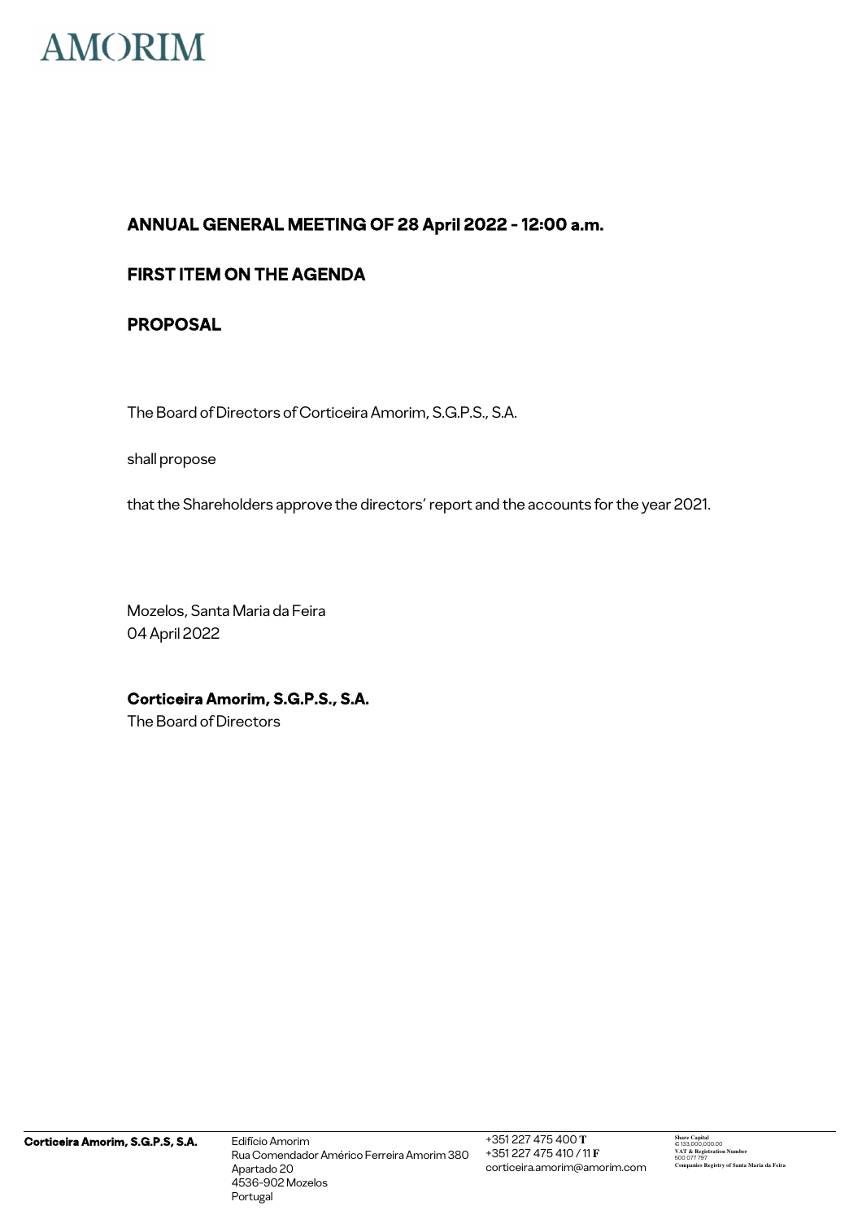# AMORIM

## ANNUAL GENERAL MEETING OF 28 April 2022 - 12:00 a.m.

## FIRST ITEM ON THE AGENDA

## PROPOSAL

The Board of Directors of Corticeira Amorim, S.G.P.S., S.A.

shall propose

that the Shareholders approve the directors' report and the accounts for the year 2021.

Mozelos, Santa Maria da Feira
04 April 2022

**Corticeira Amorim, S.G.P.S., S.A.**
The Board of Directors

**Corticeira Amorim, S.G.P.S, S.A.**

Edifício Amorim
Rua Comendador Américo Ferreira Amorim 380
Apartado 20
4536-902 Mozelos
Portugal

+351 227 475 400 **T**
+351 227 475 410 / 11 **F**
corticeira.amorim@amorim.com

**Share Capital**
€ 133,000,000.00
**VAT & Registration Number**
500 077 797
**Companies Registry of Santa Maria da Feira**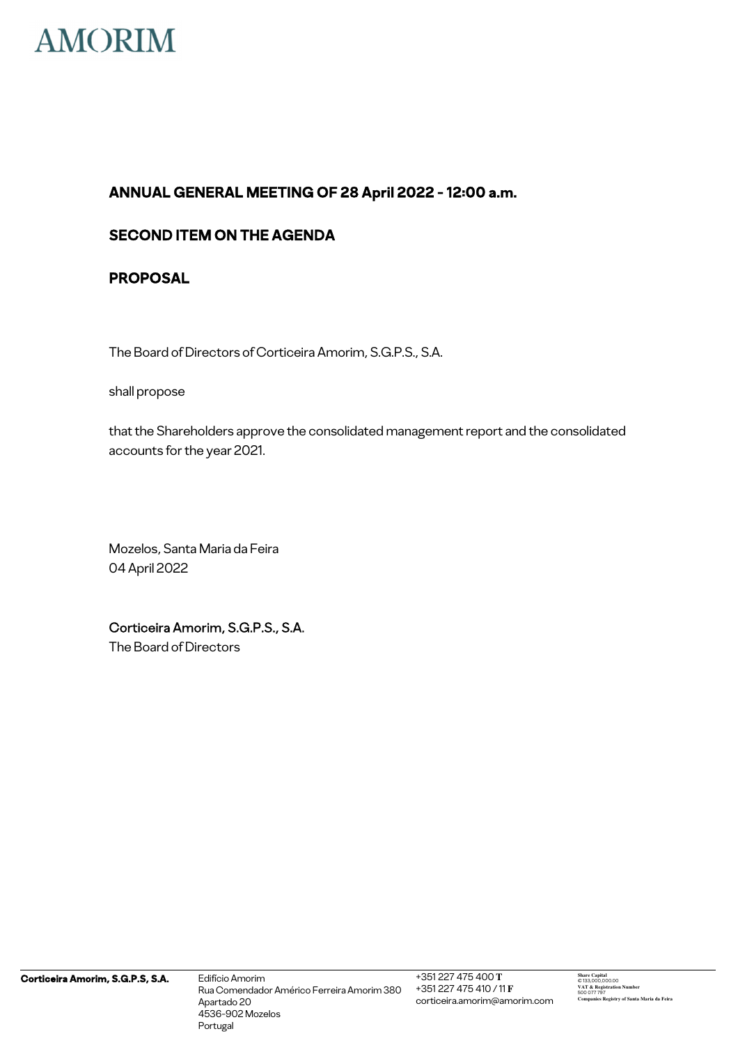# AMORIM

**ANNUAL GENERAL MEETING OF 28 April 2022 - 12:00 a.m.**

**SECOND ITEM ON THE AGENDA**

**PROPOSAL**

The Board of Directors of Corticeira Amorim, S.G.P.S., S.A.

shall propose

that the Shareholders approve the consolidated management report and the consolidated accounts for the year 2021.

Mozelos, Santa Maria da Feira
04 April 2022

Corticeira Amorim, S.G.P.S., S.A.
The Board of Directors

**Corticeira Amorim, S.G.P.S, S.A.**

Edifício Amorim
Rua Comendador Américo Ferreira Amorim 380
Apartado 20
4536-902 Mozelos
Portugal

+351 227 475 400 **T**
+351 227 475 410 / 11 **F**
corticeira.amorim@amorim.com

**Share Capital**
€ 133,000,000.00
**VAT & Registration Number**
500 077 797
**Companies Registry of Santa Maria da Feira**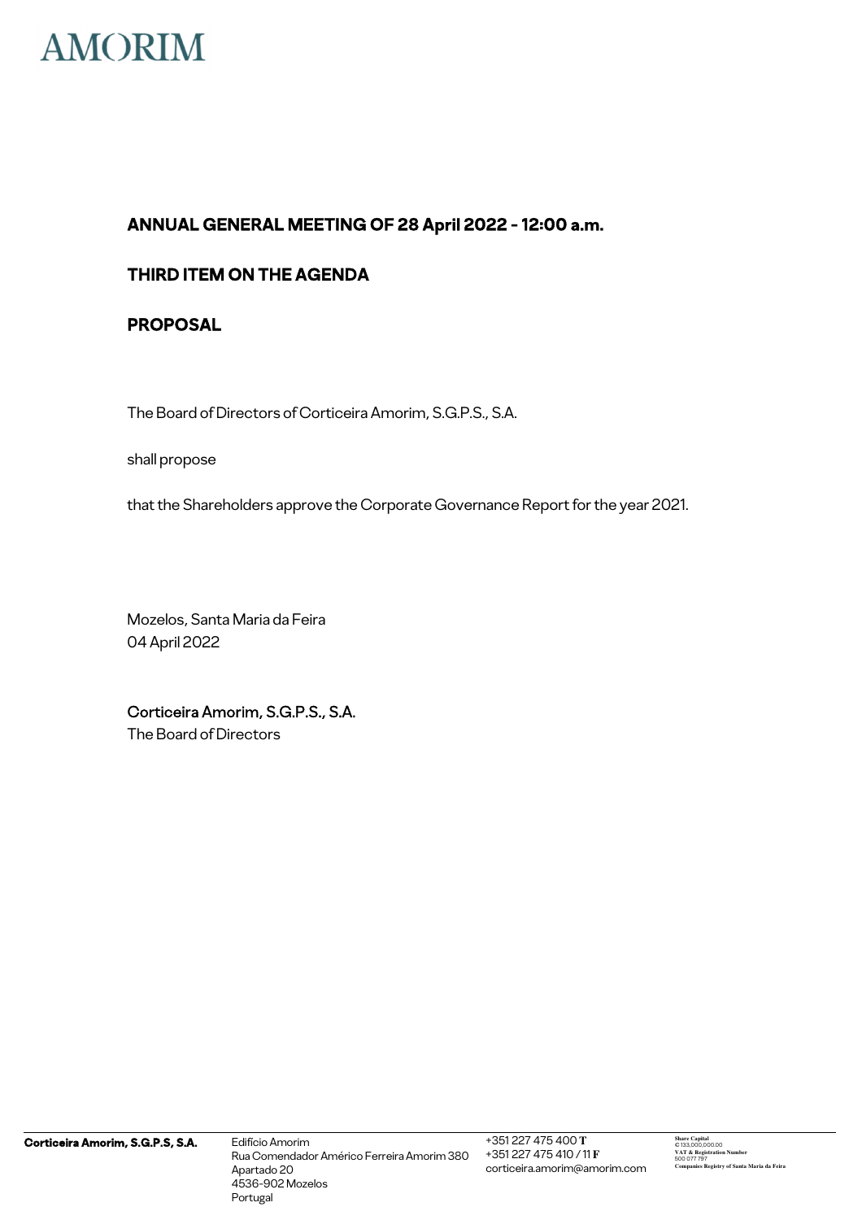**ANNUAL GENERAL MEETING OF 28 April 2022 - 12:00 a.m.**

**THIRD ITEM ON THE AGENDA**

**PROPOSAL**

The Board of Directors of Corticeira Amorim, S.G.P.S., S.A.

shall propose

that the Shareholders approve the Corporate Governance Report for the year 2021.

Mozelos, Santa Maria da Feira
04 April 2022

Corticeira Amorim, S.G.P.S., S.A.
The Board of Directors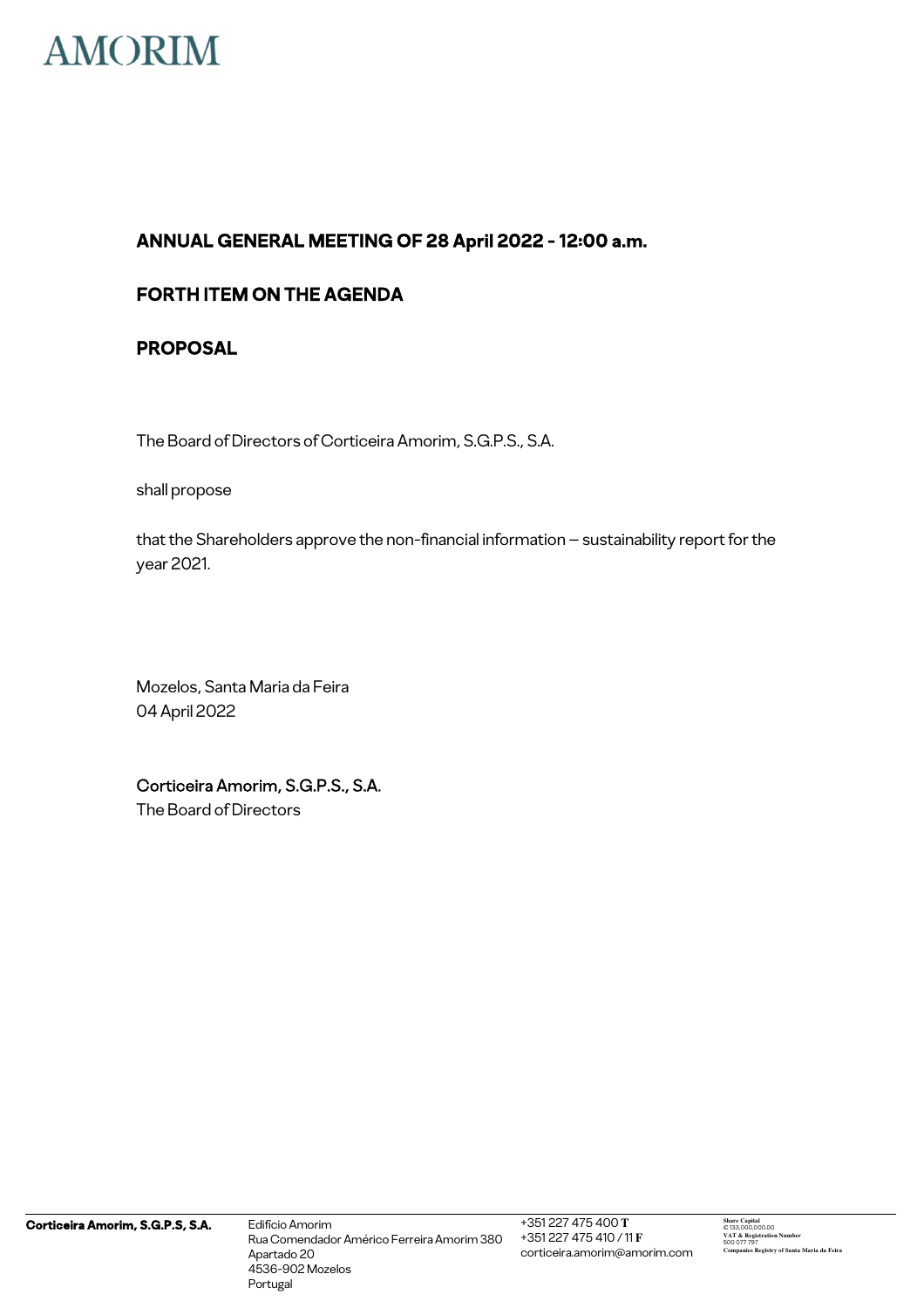AMORIM

## ANNUAL GENERAL MEETING OF 28 April 2022 - 12:00 a.m.

## FORTH ITEM ON THE AGENDA

## PROPOSAL

The Board of Directors of Corticeira Amorim, S.G.P.S., S.A.

shall propose

that the Shareholders approve the non-financial information – sustainability report for the year 2021.

Mozelos, Santa Maria da Feira
04 April 2022

Corticeira Amorim, S.G.P.S., S.A.
The Board of Directors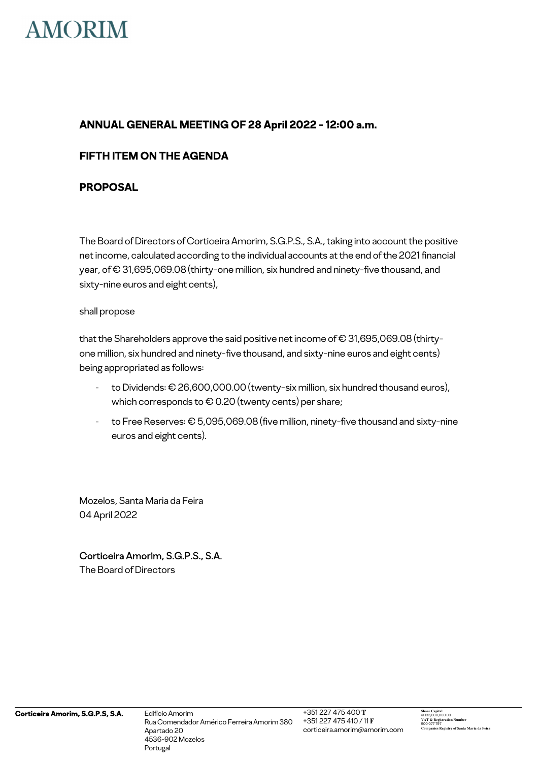## ANNUAL GENERAL MEETING OF 28 April 2022 - 12:00 a.m.

## FIFTH ITEM ON THE AGENDA

## PROPOSAL

The Board of Directors of Corticeira Amorim, S.G.P.S., S.A., taking into account the positive net income, calculated according to the individual accounts at the end of the 2021 financial year, of € 31,695,069.08 (thirty-one million, six hundred and ninety-five thousand, and sixty-nine euros and eight cents),

shall propose

that the Shareholders approve the said positive net income of € 31,695,069.08 (thirty-one million, six hundred and ninety-five thousand, and sixty-nine euros and eight cents) being appropriated as follows:

- to Dividends: € 26,600,000.00 (twenty-six million, six hundred thousand euros), which corresponds to € 0.20 (twenty cents) per share;
- to Free Reserves: € 5,095,069.08 (five million, ninety-five thousand and sixty-nine euros and eight cents).

Mozelos, Santa Maria da Feira
04 April 2022

Corticeira Amorim, S.G.P.S., S.A.
The Board of Directors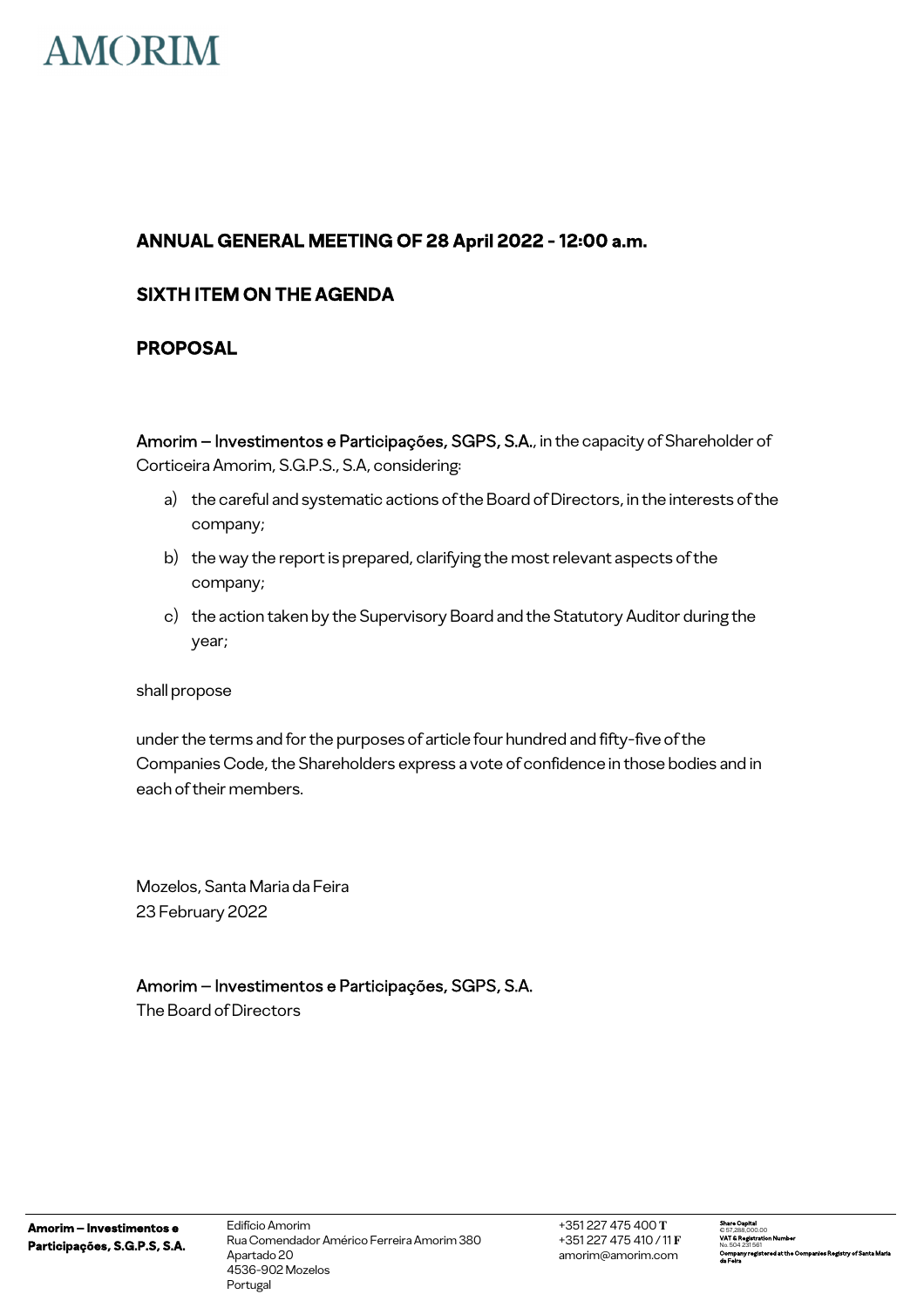**ANNUAL GENERAL MEETING OF 28 April 2022 - 12:00 a.m.**

**SIXTH ITEM ON THE AGENDA**

**PROPOSAL**

Amorim – Investimentos e Participações, SGPS, S.A., in the capacity of Shareholder of Corticeira Amorim, S.G.P.S., S.A, considering:

a) the careful and systematic actions of the Board of Directors, in the interests of the company;

b) the way the report is prepared, clarifying the most relevant aspects of the company;

c) the action taken by the Supervisory Board and the Statutory Auditor during the year;

shall propose

under the terms and for the purposes of article four hundred and fifty-five of the Companies Code, the Shareholders express a vote of confidence in those bodies and in each of their members.

Mozelos, Santa Maria da Feira
23 February 2022

Amorim – Investimentos e Participações, SGPS, S.A.
The Board of Directors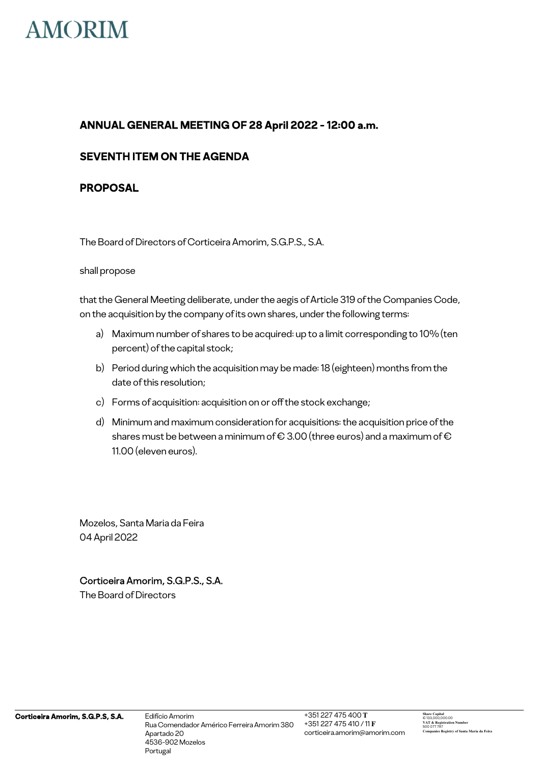# AMORIM

## ANNUAL GENERAL MEETING OF 28 April 2022 - 12:00 a.m.

## SEVENTH ITEM ON THE AGENDA

## PROPOSAL

The Board of Directors of Corticeira Amorim, S.G.P.S., S.A.

shall propose

that the General Meeting deliberate, under the aegis of Article 319 of the Companies Code, on the acquisition by the company of its own shares, under the following terms:

a) Maximum number of shares to be acquired: up to a limit corresponding to 10% (ten percent) of the capital stock;

b) Period during which the acquisition may be made: 18 (eighteen) months from the date of this resolution;

c) Forms of acquisition: acquisition on or off the stock exchange;

d) Minimum and maximum consideration for acquisitions: the acquisition price of the shares must be between a minimum of € 3.00 (three euros) and a maximum of € 11.00 (eleven euros).

Mozelos, Santa Maria da Feira
04 April 2022

Corticeira Amorim, S.G.P.S., S.A.
The Board of Directors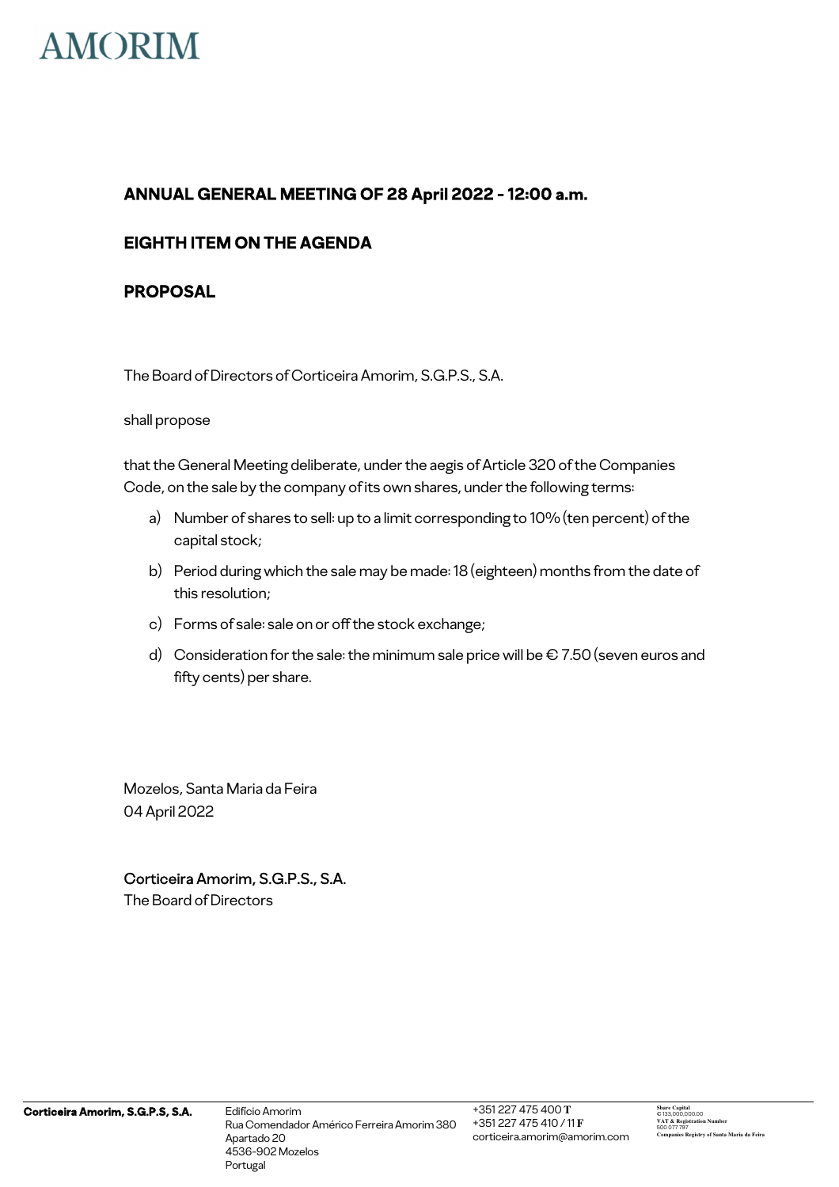AMORIM

**ANNUAL GENERAL MEETING OF 28 April 2022 - 12:00 a.m.**

**EIGHTH ITEM ON THE AGENDA**

**PROPOSAL**

The Board of Directors of Corticeira Amorim, S.G.P.S., S.A.

shall propose

that the General Meeting deliberate, under the aegis of Article 320 of the Companies Code, on the sale by the company of its own shares, under the following terms:

a) Number of shares to sell: up to a limit corresponding to 10% (ten percent) of the capital stock;

b) Period during which the sale may be made: 18 (eighteen) months from the date of this resolution;

c) Forms of sale: sale on or off the stock exchange;

d) Consideration for the sale: the minimum sale price will be € 7.50 (seven euros and fifty cents) per share.

Mozelos, Santa Maria da Feira
04 April 2022

Corticeira Amorim, S.G.P.S., S.A.
The Board of Directors

**Corticeira Amorim, S.G.P.S, S.A.**

Edifício Amorim
Rua Comendador Américo Ferreira Amorim 380
Apartado 20
4536-902 Mozelos
Portugal

+351 227 475 400 **T**
+351 227 475 410 / 11 **F**
corticeira.amorim@amorim.com

**Share Capital**
€ 133,000,000.00
**VAT & Registration Number**
500 077 797
**Companies Registry of Santa Maria da Feira**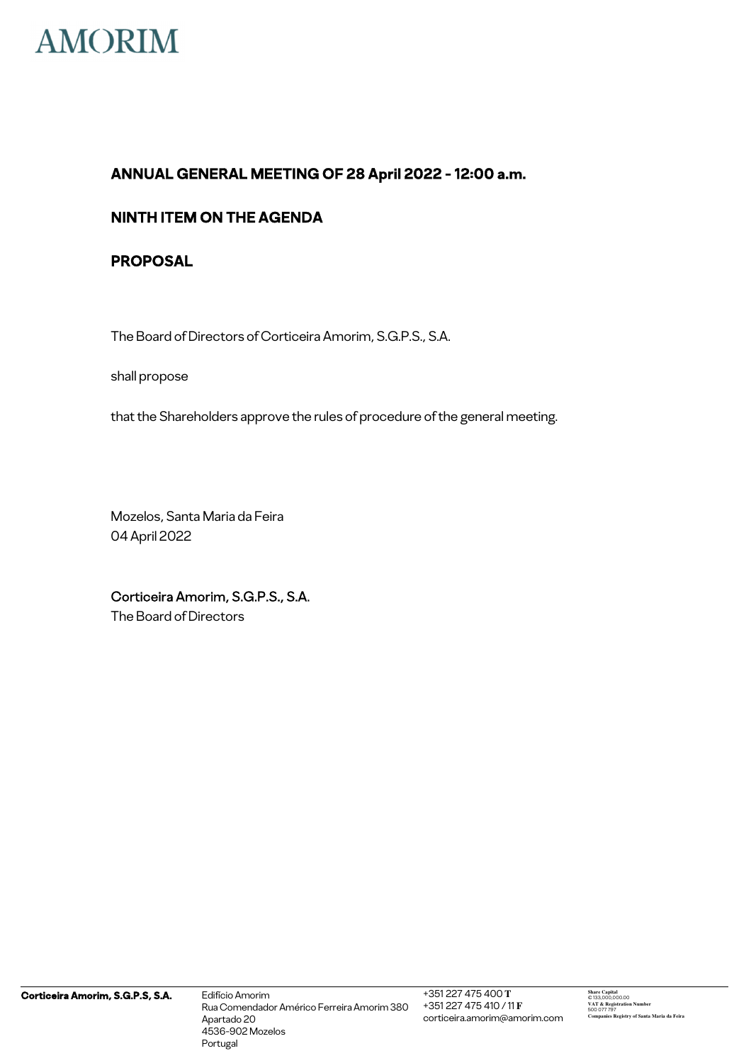**ANNUAL GENERAL MEETING OF 28 April 2022 - 12:00 a.m.**

**NINTH ITEM ON THE AGENDA**

**PROPOSAL**

The Board of Directors of Corticeira Amorim, S.G.P.S., S.A.

shall propose

that the Shareholders approve the rules of procedure of the general meeting.

Mozelos, Santa Maria da Feira
04 April 2022

Corticeira Amorim, S.G.P.S., S.A.
The Board of Directors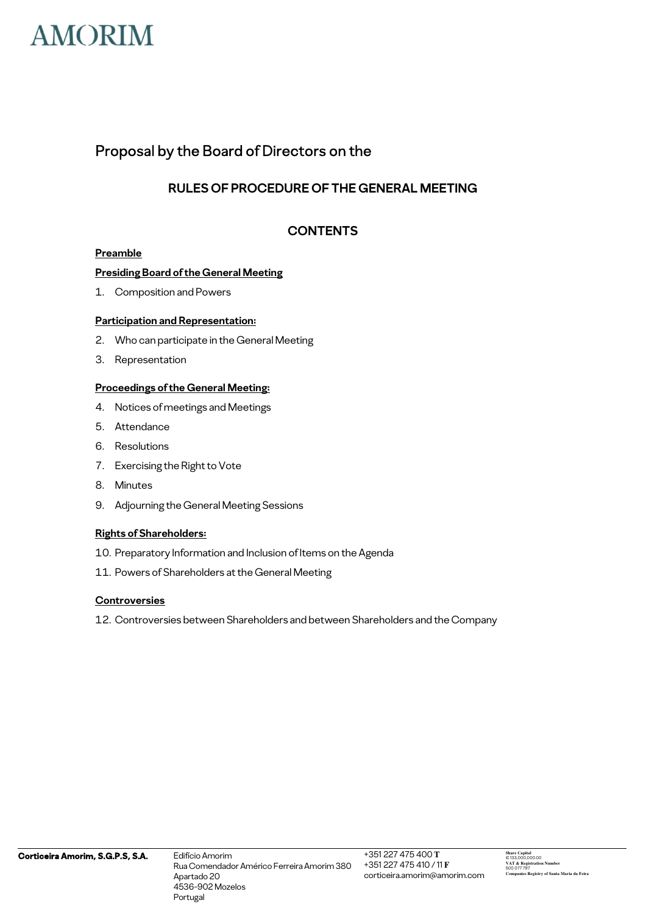Proposal by the Board of Directors on the

## RULES OF PROCEDURE OF THE GENERAL MEETING

## CONTENTS

**Preamble**

**Presiding Board of the General Meeting**

1. Composition and Powers

**Participation and Representation:**

2. Who can participate in the General Meeting
3. Representation

**Proceedings of the General Meeting:**

4. Notices of meetings and Meetings
5. Attendance
6. Resolutions
7. Exercising the Right to Vote
8. Minutes
9. Adjourning the General Meeting Sessions

**Rights of Shareholders:**

10. Preparatory Information and Inclusion of Items on the Agenda
11. Powers of Shareholders at the General Meeting

**Controversies**

12. Controversies between Shareholders and between Shareholders and the Company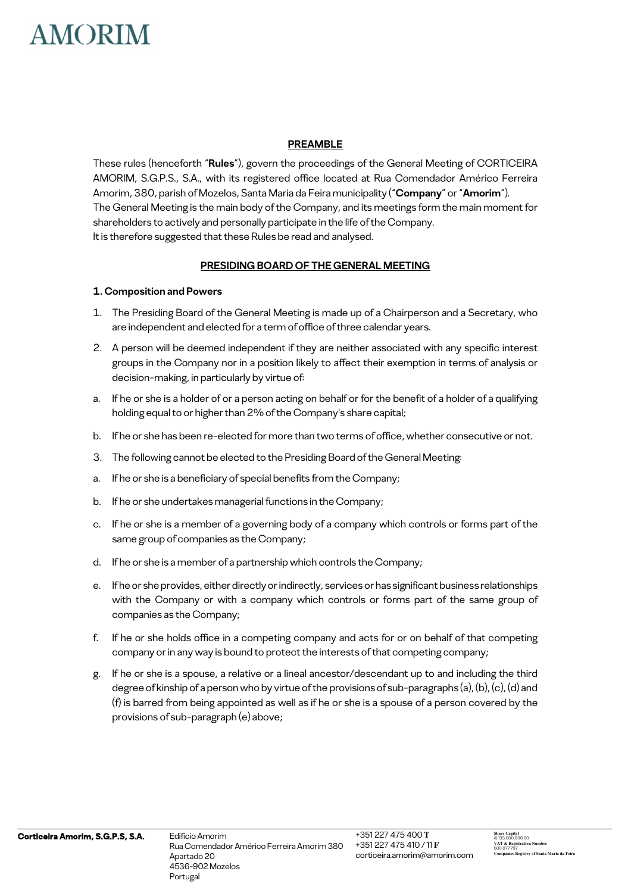## PREAMBLE

These rules (henceforth "**Rules**"), govern the proceedings of the General Meeting of CORTICEIRA AMORIM, S.G.P.S., S.A., with its registered office located at Rua Comendador Américo Ferreira Amorim, 380, parish of Mozelos, Santa Maria da Feira municipality ("**Company**" or "**Amorim**").
The General Meeting is the main body of the Company, and its meetings form the main moment for shareholders to actively and personally participate in the life of the Company.
It is therefore suggested that these Rules be read and analysed.

## PRESIDING BOARD OF THE GENERAL MEETING

### 1. Composition and Powers

1. The Presiding Board of the General Meeting is made up of a Chairperson and a Secretary, who are independent and elected for a term of office of three calendar years.
2. A person will be deemed independent if they are neither associated with any specific interest groups in the Company nor in a position likely to affect their exemption in terms of analysis or decision-making, in particularly by virtue of:
   a. If he or she is a holder of or a person acting on behalf or for the benefit of a holder of a qualifying holding equal to or higher than 2% of the Company's share capital;
   b. If he or she has been re-elected for more than two terms of office, whether consecutive or not.
3. The following cannot be elected to the Presiding Board of the General Meeting:
   a. If he or she is a beneficiary of special benefits from the Company;
   b. If he or she undertakes managerial functions in the Company;
   c. If he or she is a member of a governing body of a company which controls or forms part of the same group of companies as the Company;
   d. If he or she is a member of a partnership which controls the Company;
   e. If he or she provides, either directly or indirectly, services or has significant business relationships with the Company or with a company which controls or forms part of the same group of companies as the Company;
   f. If he or she holds office in a competing company and acts for or on behalf of that competing company or in any way is bound to protect the interests of that competing company;
   g. If he or she is a spouse, a relative or a lineal ancestor/descendant up to and including the third degree of kinship of a person who by virtue of the provisions of sub-paragraphs (a), (b), (c), (d) and (f) is barred from being appointed as well as if he or she is a spouse of a person covered by the provisions of sub-paragraph (e) above;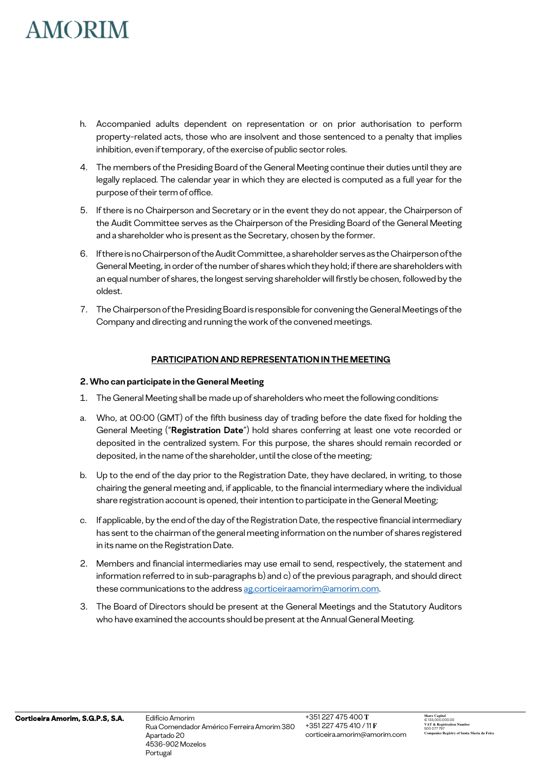h. Accompanied adults dependent on representation or on prior authorisation to perform property-related acts, those who are insolvent and those sentenced to a penalty that implies inhibition, even if temporary, of the exercise of public sector roles.

4. The members of the Presiding Board of the General Meeting continue their duties until they are legally replaced. The calendar year in which they are elected is computed as a full year for the purpose of their term of office.

5. If there is no Chairperson and Secretary or in the event they do not appear, the Chairperson of the Audit Committee serves as the Chairperson of the Presiding Board of the General Meeting and a shareholder who is present as the Secretary, chosen by the former.

6. If there is no Chairperson of the Audit Committee, a shareholder serves as the Chairperson of the General Meeting, in order of the number of shares which they hold; if there are shareholders with an equal number of shares, the longest serving shareholder will firstly be chosen, followed by the oldest.

7. The Chairperson of the Presiding Board is responsible for convening the General Meetings of the Company and directing and running the work of the convened meetings.

## PARTICIPATION AND REPRESENTATION IN THE MEETING

### 2. Who can participate in the General Meeting

1. The General Meeting shall be made up of shareholders who meet the following conditions:

a. Who, at 00:00 (GMT) of the fifth business day of trading before the date fixed for holding the General Meeting ("**Registration Date**") hold shares conferring at least one vote recorded or deposited in the centralized system. For this purpose, the shares should remain recorded or deposited, in the name of the shareholder, until the close of the meeting;

b. Up to the end of the day prior to the Registration Date, they have declared, in writing, to those chairing the general meeting and, if applicable, to the financial intermediary where the individual share registration account is opened, their intention to participate in the General Meeting;

c. If applicable, by the end of the day of the Registration Date, the respective financial intermediary has sent to the chairman of the general meeting information on the number of shares registered in its name on the Registration Date.

2. Members and financial intermediaries may use email to send, respectively, the statement and information referred to in sub-paragraphs b) and c) of the previous paragraph, and should direct these communications to the address ag.corticeiraamorim@amorim.com.

3. The Board of Directors should be present at the General Meetings and the Statutory Auditors who have examined the accounts should be present at the Annual General Meeting.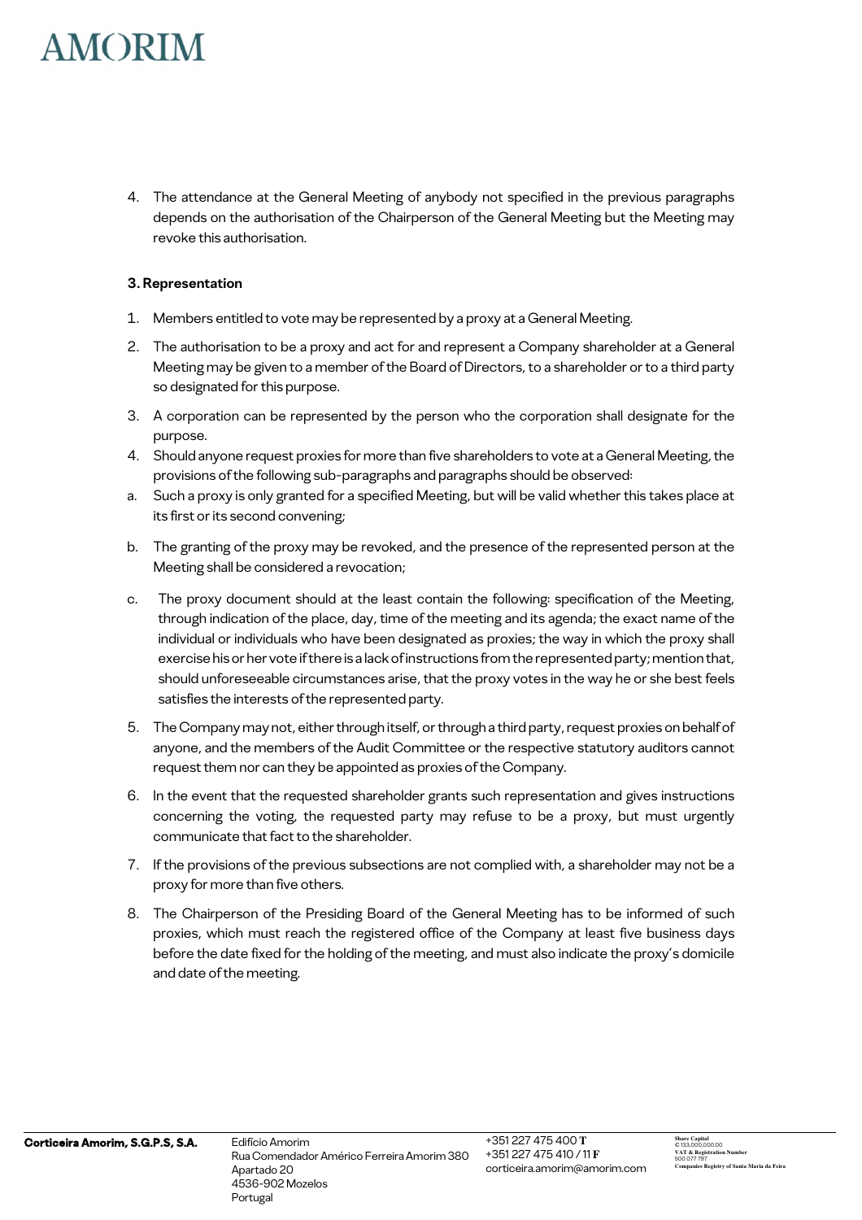4. The attendance at the General Meeting of anybody not specified in the previous paragraphs depends on the authorisation of the Chairperson of the General Meeting but the Meeting may revoke this authorisation.

### 3. Representation

1. Members entitled to vote may be represented by a proxy at a General Meeting.
2. The authorisation to be a proxy and act for and represent a Company shareholder at a General Meeting may be given to a member of the Board of Directors, to a shareholder or to a third party so designated for this purpose.
3. A corporation can be represented by the person who the corporation shall designate for the purpose.
4. Should anyone request proxies for more than five shareholders to vote at a General Meeting, the provisions of the following sub-paragraphs and paragraphs should be observed:
   a. Such a proxy is only granted for a specified Meeting, but will be valid whether this takes place at its first or its second convening;
   b. The granting of the proxy may be revoked, and the presence of the represented person at the Meeting shall be considered a revocation;
   c. The proxy document should at the least contain the following: specification of the Meeting, through indication of the place, day, time of the meeting and its agenda; the exact name of the individual or individuals who have been designated as proxies; the way in which the proxy shall exercise his or her vote if there is a lack of instructions from the represented party; mention that, should unforeseeable circumstances arise, that the proxy votes in the way he or she best feels satisfies the interests of the represented party.
5. The Company may not, either through itself, or through a third party, request proxies on behalf of anyone, and the members of the Audit Committee or the respective statutory auditors cannot request them nor can they be appointed as proxies of the Company.
6. In the event that the requested shareholder grants such representation and gives instructions concerning the voting, the requested party may refuse to be a proxy, but must urgently communicate that fact to the shareholder.
7. If the provisions of the previous subsections are not complied with, a shareholder may not be a proxy for more than five others.
8. The Chairperson of the Presiding Board of the General Meeting has to be informed of such proxies, which must reach the registered office of the Company at least five business days before the date fixed for the holding of the meeting, and must also indicate the proxy's domicile and date of the meeting.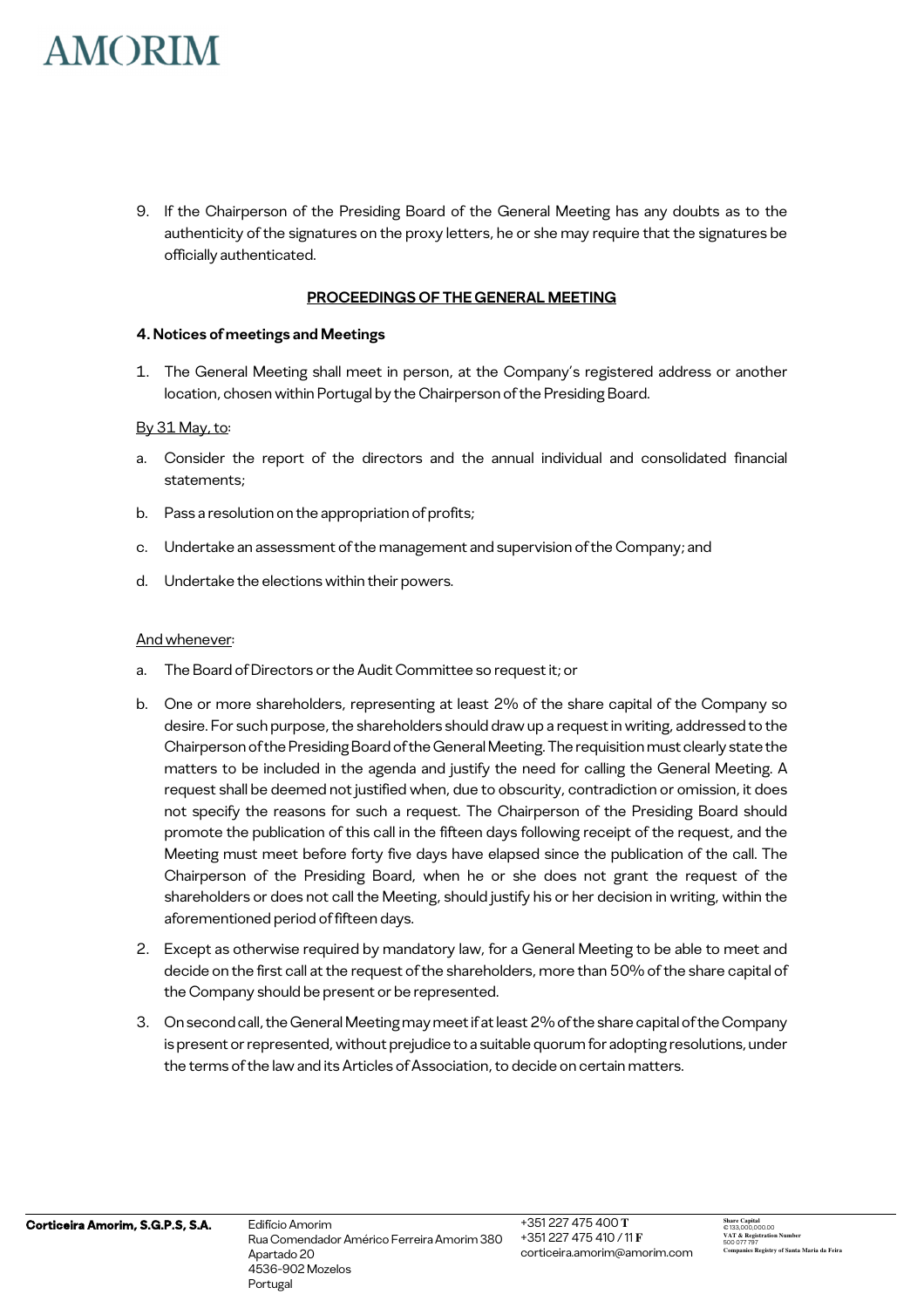9. If the Chairperson of the Presiding Board of the General Meeting has any doubts as to the authenticity of the signatures on the proxy letters, he or she may require that the signatures be officially authenticated.

## PROCEEDINGS OF THE GENERAL MEETING

### 4. Notices of meetings and Meetings

1. The General Meeting shall meet in person, at the Company's registered address or another location, chosen within Portugal by the Chairperson of the Presiding Board.

By 31 May, to:

a. Consider the report of the directors and the annual individual and consolidated financial statements;

b. Pass a resolution on the appropriation of profits;

c. Undertake an assessment of the management and supervision of the Company; and

d. Undertake the elections within their powers.

And whenever:

a. The Board of Directors or the Audit Committee so request it; or

b. One or more shareholders, representing at least 2% of the share capital of the Company so desire. For such purpose, the shareholders should draw up a request in writing, addressed to the Chairperson of the Presiding Board of the General Meeting. The requisition must clearly state the matters to be included in the agenda and justify the need for calling the General Meeting. A request shall be deemed not justified when, due to obscurity, contradiction or omission, it does not specify the reasons for such a request. The Chairperson of the Presiding Board should promote the publication of this call in the fifteen days following receipt of the request, and the Meeting must meet before forty five days have elapsed since the publication of the call. The Chairperson of the Presiding Board, when he or she does not grant the request of the shareholders or does not call the Meeting, should justify his or her decision in writing, within the aforementioned period of fifteen days.

2. Except as otherwise required by mandatory law, for a General Meeting to be able to meet and decide on the first call at the request of the shareholders, more than 50% of the share capital of the Company should be present or be represented.

3. On second call, the General Meeting may meet if at least 2% of the share capital of the Company is present or represented, without prejudice to a suitable quorum for adopting resolutions, under the terms of the law and its Articles of Association, to decide on certain matters.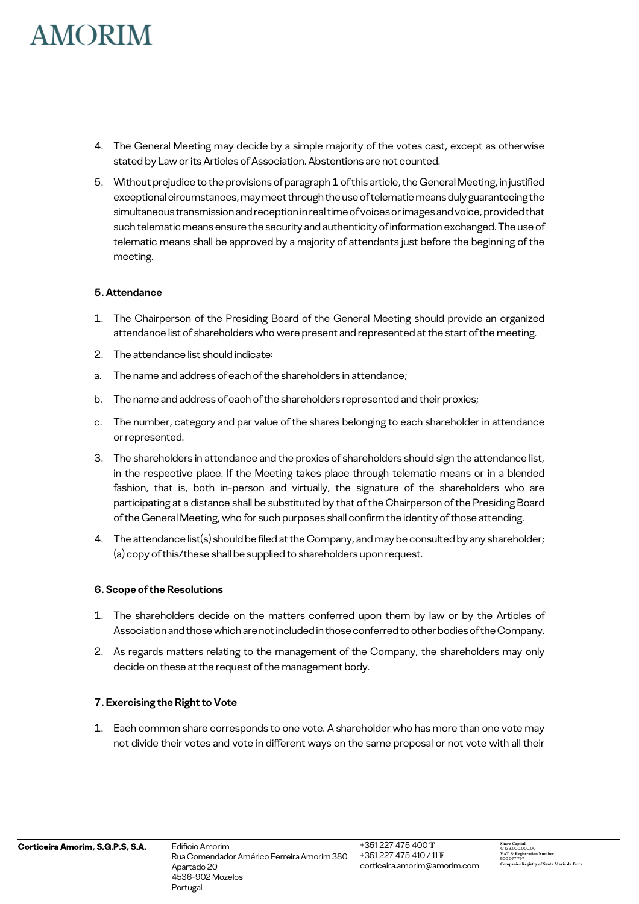4. The General Meeting may decide by a simple majority of the votes cast, except as otherwise stated by Law or its Articles of Association. Abstentions are not counted.

5. Without prejudice to the provisions of paragraph 1 of this article, the General Meeting, in justified exceptional circumstances, may meet through the use of telematic means duly guaranteeing the simultaneous transmission and reception in real time of voices or images and voice, provided that such telematic means ensure the security and authenticity of information exchanged. The use of telematic means shall be approved by a majority of attendants just before the beginning of the meeting.

### 5. Attendance

1. The Chairperson of the Presiding Board of the General Meeting should provide an organized attendance list of shareholders who were present and represented at the start of the meeting.

2. The attendance list should indicate:

a. The name and address of each of the shareholders in attendance;

b. The name and address of each of the shareholders represented and their proxies;

c. The number, category and par value of the shares belonging to each shareholder in attendance or represented.

3. The shareholders in attendance and the proxies of shareholders should sign the attendance list, in the respective place. If the Meeting takes place through telematic means or in a blended fashion, that is, both in-person and virtually, the signature of the shareholders who are participating at a distance shall be substituted by that of the Chairperson of the Presiding Board of the General Meeting, who for such purposes shall confirm the identity of those attending.

4. The attendance list(s) should be filed at the Company, and may be consulted by any shareholder; (a) copy of this/these shall be supplied to shareholders upon request.

### 6. Scope of the Resolutions

1. The shareholders decide on the matters conferred upon them by law or by the Articles of Association and those which are not included in those conferred to other bodies of the Company.

2. As regards matters relating to the management of the Company, the shareholders may only decide on these at the request of the management body.

### 7. Exercising the Right to Vote

1. Each common share corresponds to one vote. A shareholder who has more than one vote may not divide their votes and vote in different ways on the same proposal or not vote with all their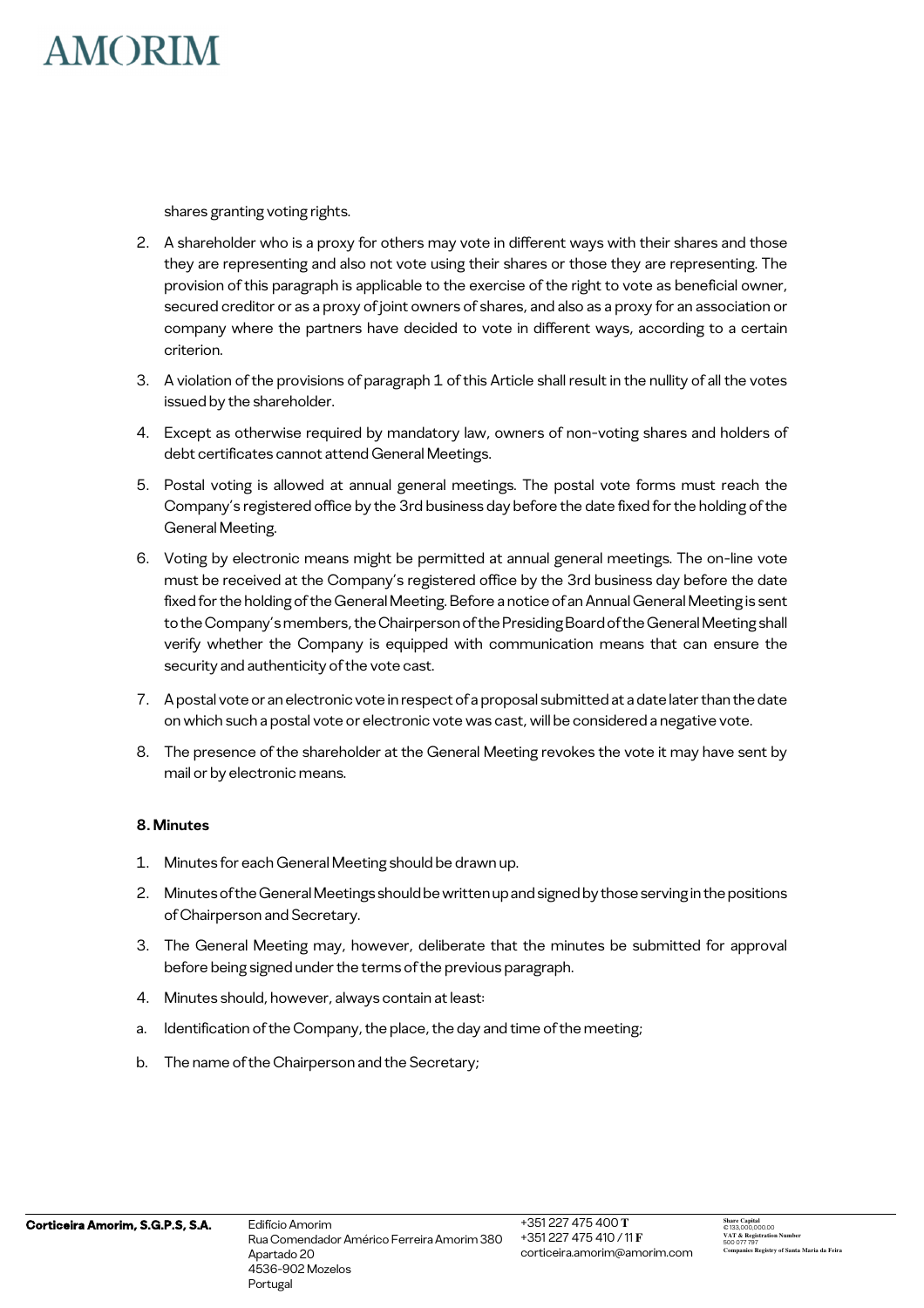shares granting voting rights.

2. A shareholder who is a proxy for others may vote in different ways with their shares and those they are representing and also not vote using their shares or those they are representing. The provision of this paragraph is applicable to the exercise of the right to vote as beneficial owner, secured creditor or as a proxy of joint owners of shares, and also as a proxy for an association or company where the partners have decided to vote in different ways, according to a certain criterion.
3. A violation of the provisions of paragraph 1 of this Article shall result in the nullity of all the votes issued by the shareholder.
4. Except as otherwise required by mandatory law, owners of non-voting shares and holders of debt certificates cannot attend General Meetings.
5. Postal voting is allowed at annual general meetings. The postal vote forms must reach the Company's registered office by the 3rd business day before the date fixed for the holding of the General Meeting.
6. Voting by electronic means might be permitted at annual general meetings. The on-line vote must be received at the Company's registered office by the 3rd business day before the date fixed for the holding of the General Meeting. Before a notice of an Annual General Meeting is sent to the Company's members, the Chairperson of the Presiding Board of the General Meeting shall verify whether the Company is equipped with communication means that can ensure the security and authenticity of the vote cast.
7. A postal vote or an electronic vote in respect of a proposal submitted at a date later than the date on which such a postal vote or electronic vote was cast, will be considered a negative vote.
8. The presence of the shareholder at the General Meeting revokes the vote it may have sent by mail or by electronic means.

**8. Minutes**

1. Minutes for each General Meeting should be drawn up.
2. Minutes of the General Meetings should be written up and signed by those serving in the positions of Chairperson and Secretary.
3. The General Meeting may, however, deliberate that the minutes be submitted for approval before being signed under the terms of the previous paragraph.
4. Minutes should, however, always contain at least:

a. Identification of the Company, the place, the day and time of the meeting;

b. The name of the Chairperson and the Secretary;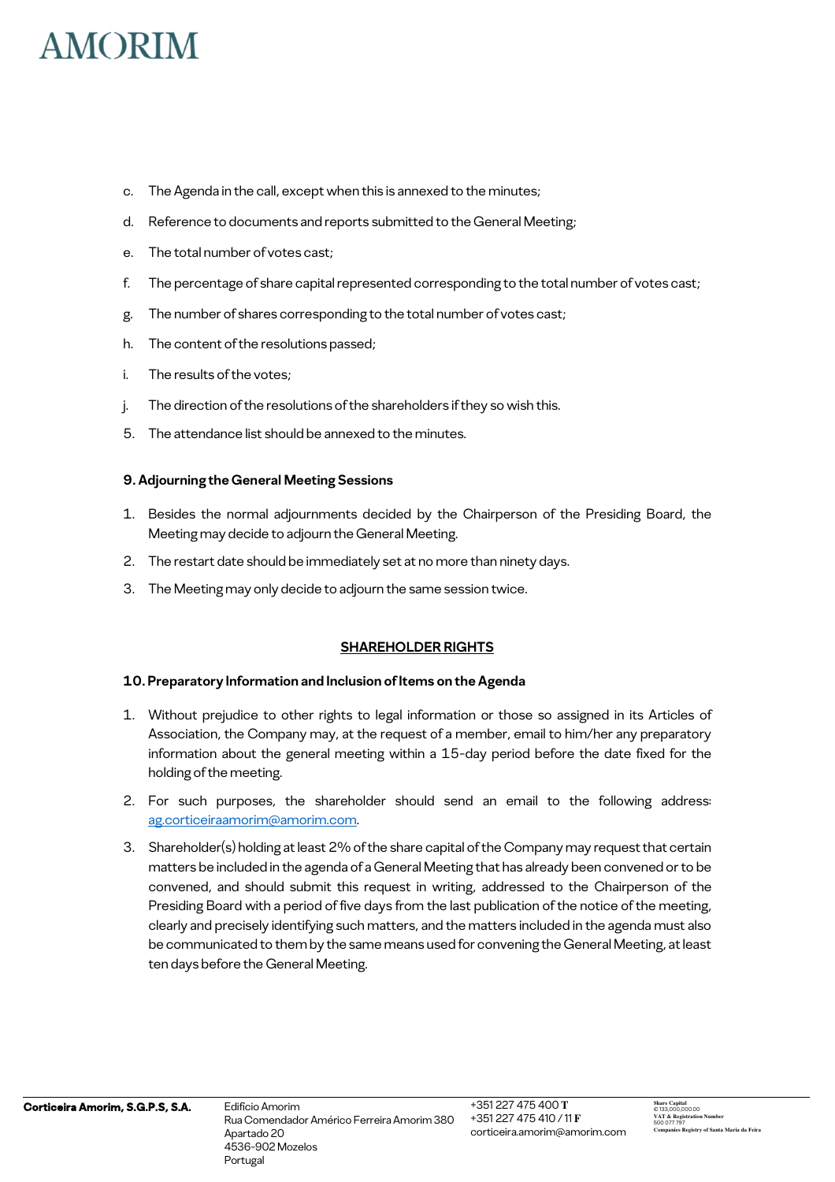c. The Agenda in the call, except when this is annexed to the minutes;

d. Reference to documents and reports submitted to the General Meeting;

e. The total number of votes cast;

f. The percentage of share capital represented corresponding to the total number of votes cast;

g. The number of shares corresponding to the total number of votes cast;

h. The content of the resolutions passed;

i. The results of the votes;

j. The direction of the resolutions of the shareholders if they so wish this.

5. The attendance list should be annexed to the minutes.

**9. Adjourning the General Meeting Sessions**

1. Besides the normal adjournments decided by the Chairperson of the Presiding Board, the Meeting may decide to adjourn the General Meeting.
2. The restart date should be immediately set at no more than ninety days.
3. The Meeting may only decide to adjourn the same session twice.

**SHAREHOLDER RIGHTS**

**10. Preparatory Information and Inclusion of Items on the Agenda**

1. Without prejudice to other rights to legal information or those so assigned in its Articles of Association, the Company may, at the request of a member, email to him/her any preparatory information about the general meeting within a 15-day period before the date fixed for the holding of the meeting.
2. For such purposes, the shareholder should send an email to the following address: ag.corticeiraamorim@amorim.com.
3. Shareholder(s) holding at least 2% of the share capital of the Company may request that certain matters be included in the agenda of a General Meeting that has already been convened or to be convened, and should submit this request in writing, addressed to the Chairperson of the Presiding Board with a period of five days from the last publication of the notice of the meeting, clearly and precisely identifying such matters, and the matters included in the agenda must also be communicated to them by the same means used for convening the General Meeting, at least ten days before the General Meeting.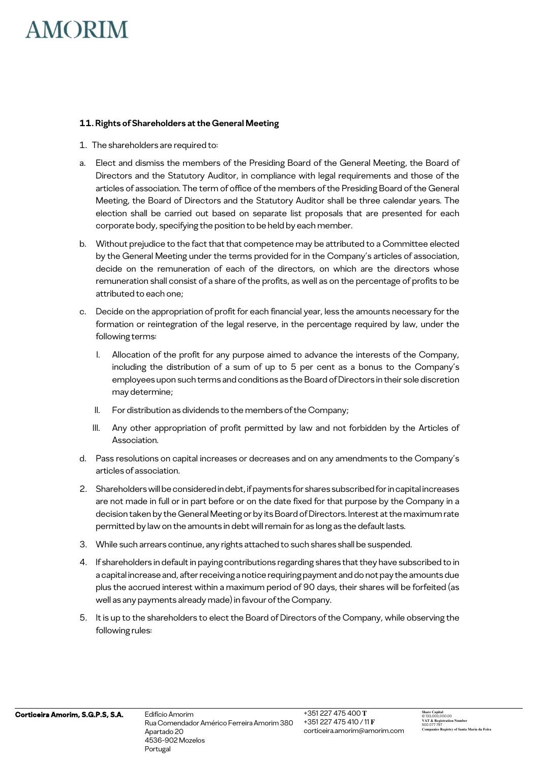### 11. Rights of Shareholders at the General Meeting

1. The shareholders are required to:

a. Elect and dismiss the members of the Presiding Board of the General Meeting, the Board of Directors and the Statutory Auditor, in compliance with legal requirements and those of the articles of association. The term of office of the members of the Presiding Board of the General Meeting, the Board of Directors and the Statutory Auditor shall be three calendar years. The election shall be carried out based on separate list proposals that are presented for each corporate body, specifying the position to be held by each member.

b. Without prejudice to the fact that that competence may be attributed to a Committee elected by the General Meeting under the terms provided for in the Company's articles of association, decide on the remuneration of each of the directors, on which are the directors whose remuneration shall consist of a share of the profits, as well as on the percentage of profits to be attributed to each one;

c. Decide on the appropriation of profit for each financial year, less the amounts necessary for the formation or reintegration of the legal reserve, in the percentage required by law, under the following terms:

   I. Allocation of the profit for any purpose aimed to advance the interests of the Company, including the distribution of a sum of up to 5 per cent as a bonus to the Company's employees upon such terms and conditions as the Board of Directors in their sole discretion may determine;

   II. For distribution as dividends to the members of the Company;

   III. Any other appropriation of profit permitted by law and not forbidden by the Articles of Association.

d. Pass resolutions on capital increases or decreases and on any amendments to the Company's articles of association.

2. Shareholders will be considered in debt, if payments for shares subscribed for in capital increases are not made in full or in part before or on the date fixed for that purpose by the Company in a decision taken by the General Meeting or by its Board of Directors. Interest at the maximum rate permitted by law on the amounts in debt will remain for as long as the default lasts.

3. While such arrears continue, any rights attached to such shares shall be suspended.

4. If shareholders in default in paying contributions regarding shares that they have subscribed to in a capital increase and, after receiving a notice requiring payment and do not pay the amounts due plus the accrued interest within a maximum period of 90 days, their shares will be forfeited (as well as any payments already made) in favour of the Company.

5. It is up to the shareholders to elect the Board of Directors of the Company, while observing the following rules: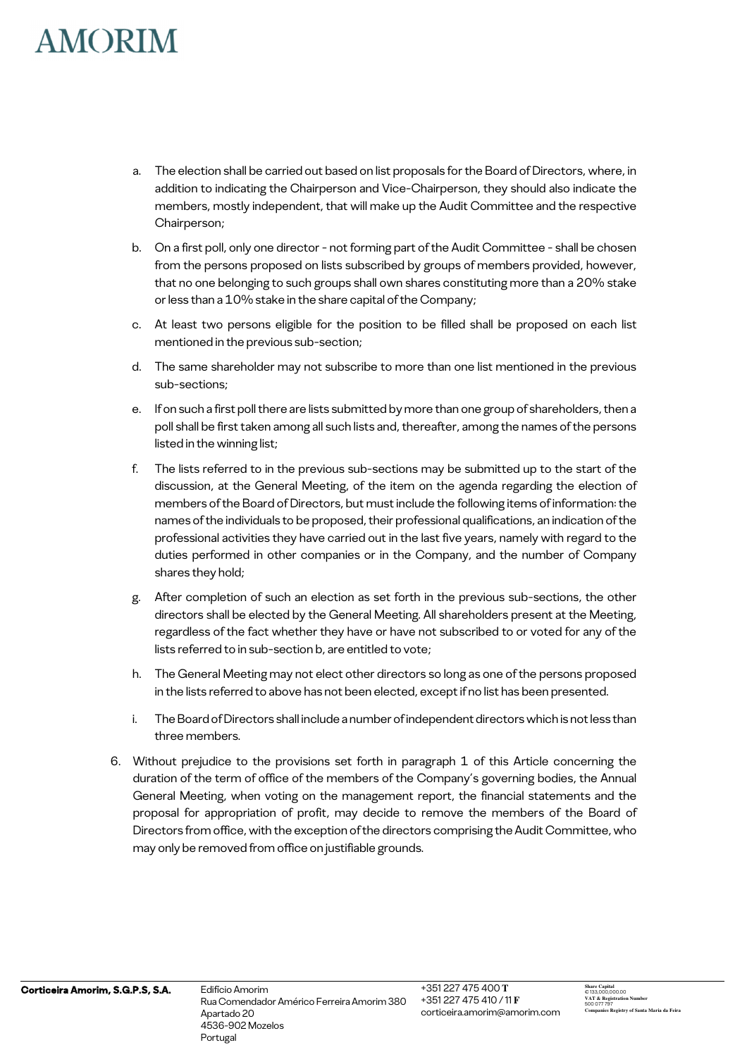a. The election shall be carried out based on list proposals for the Board of Directors, where, in addition to indicating the Chairperson and Vice-Chairperson, they should also indicate the members, mostly independent, that will make up the Audit Committee and the respective Chairperson;

b. On a first poll, only one director - not forming part of the Audit Committee - shall be chosen from the persons proposed on lists subscribed by groups of members provided, however, that no one belonging to such groups shall own shares constituting more than a 20% stake or less than a 10% stake in the share capital of the Company;

c. At least two persons eligible for the position to be filled shall be proposed on each list mentioned in the previous sub-section;

d. The same shareholder may not subscribe to more than one list mentioned in the previous sub-sections;

e. If on such a first poll there are lists submitted by more than one group of shareholders, then a poll shall be first taken among all such lists and, thereafter, among the names of the persons listed in the winning list;

f. The lists referred to in the previous sub-sections may be submitted up to the start of the discussion, at the General Meeting, of the item on the agenda regarding the election of members of the Board of Directors, but must include the following items of information: the names of the individuals to be proposed, their professional qualifications, an indication of the professional activities they have carried out in the last five years, namely with regard to the duties performed in other companies or in the Company, and the number of Company shares they hold;

g. After completion of such an election as set forth in the previous sub-sections, the other directors shall be elected by the General Meeting. All shareholders present at the Meeting, regardless of the fact whether they have or have not subscribed to or voted for any of the lists referred to in sub-section b, are entitled to vote;

h. The General Meeting may not elect other directors so long as one of the persons proposed in the lists referred to above has not been elected, except if no list has been presented.

i. The Board of Directors shall include a number of independent directors which is not less than three members.

6. Without prejudice to the provisions set forth in paragraph 1 of this Article concerning the duration of the term of office of the members of the Company's governing bodies, the Annual General Meeting, when voting on the management report, the financial statements and the proposal for appropriation of profit, may decide to remove the members of the Board of Directors from office, with the exception of the directors comprising the Audit Committee, who may only be removed from office on justifiable grounds.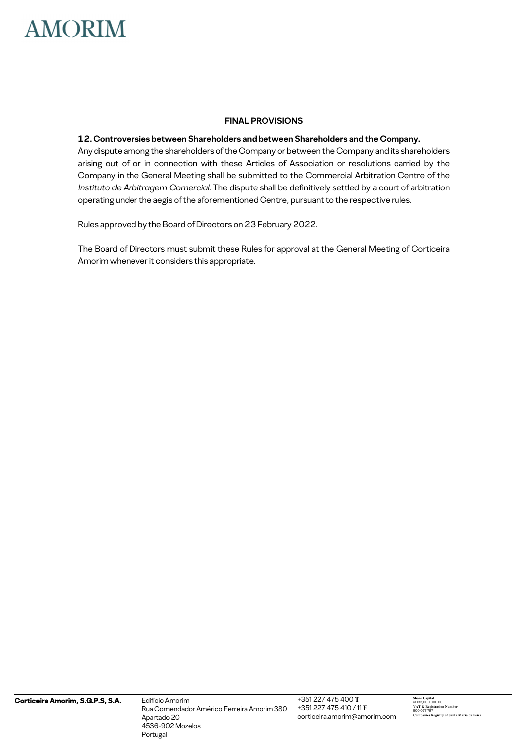## FINAL PROVISIONS

**12. Controversies between Shareholders and between Shareholders and the Company.**

Any dispute among the shareholders of the Company or between the Company and its shareholders arising out of or in connection with these Articles of Association or resolutions carried by the Company in the General Meeting shall be submitted to the Commercial Arbitration Centre of the *Instituto de Arbitragem Comercial*. The dispute shall be definitively settled by a court of arbitration operating under the aegis of the aforementioned Centre, pursuant to the respective rules.

Rules approved by the Board of Directors on 23 February 2022.

The Board of Directors must submit these Rules for approval at the General Meeting of Corticeira Amorim whenever it considers this appropriate.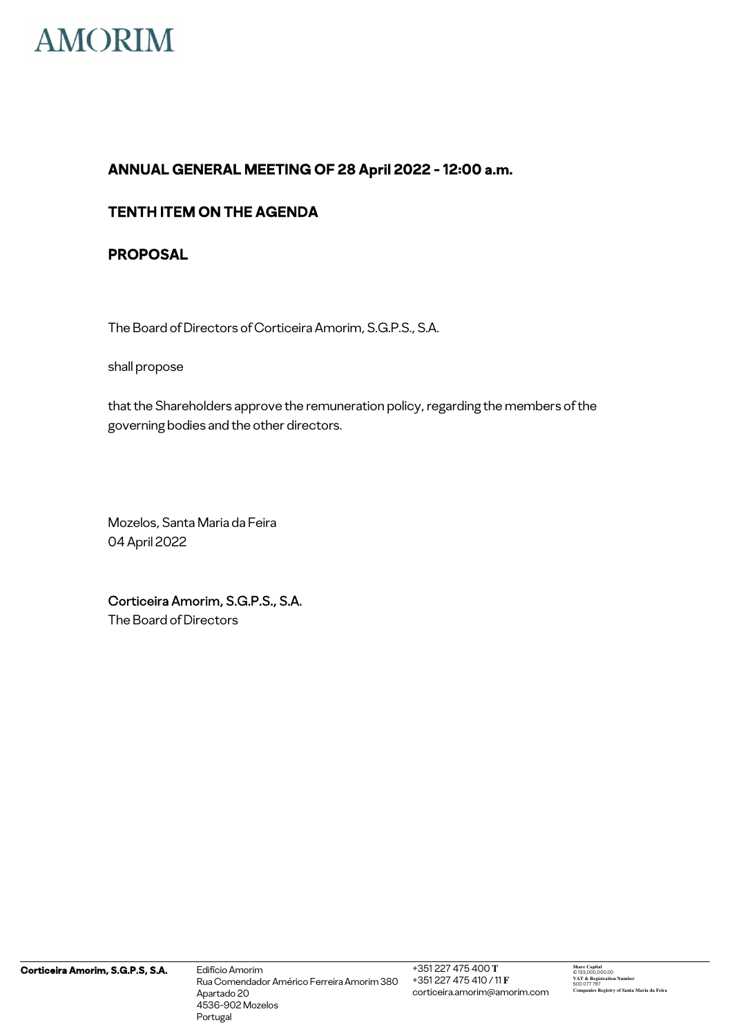**ANNUAL GENERAL MEETING OF 28 April 2022 - 12:00 a.m.**

**TENTH ITEM ON THE AGENDA**

**PROPOSAL**

The Board of Directors of Corticeira Amorim, S.G.P.S., S.A.

shall propose

that the Shareholders approve the remuneration policy, regarding the members of the governing bodies and the other directors.

Mozelos, Santa Maria da Feira
04 April 2022

Corticeira Amorim, S.G.P.S., S.A.
The Board of Directors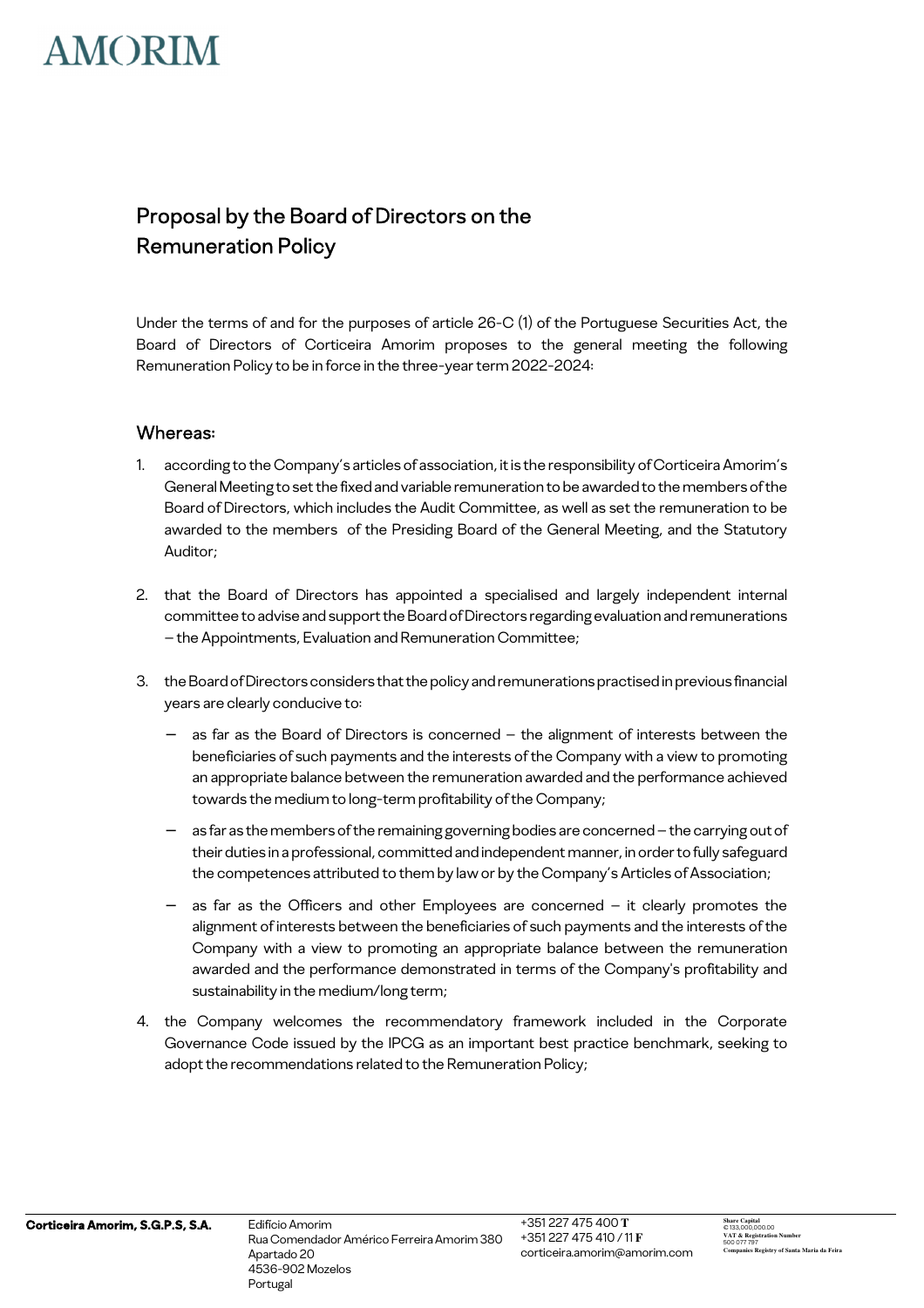# Proposal by the Board of Directors on the Remuneration Policy

Under the terms of and for the purposes of article 26-C (1) of the Portuguese Securities Act, the Board of Directors of Corticeira Amorim proposes to the general meeting the following Remuneration Policy to be in force in the three-year term 2022-2024:

## Whereas:

1. according to the Company's articles of association, it is the responsibility of Corticeira Amorim's General Meeting to set the fixed and variable remuneration to be awarded to the members of the Board of Directors, which includes the Audit Committee, as well as set the remuneration to be awarded to the members of the Presiding Board of the General Meeting, and the Statutory Auditor;

2. that the Board of Directors has appointed a specialised and largely independent internal committee to advise and support the Board of Directors regarding evaluation and remunerations – the Appointments, Evaluation and Remuneration Committee;

3. the Board of Directors considers that the policy and remunerations practised in previous financial years are clearly conducive to:
   - as far as the Board of Directors is concerned – the alignment of interests between the beneficiaries of such payments and the interests of the Company with a view to promoting an appropriate balance between the remuneration awarded and the performance achieved towards the medium to long-term profitability of the Company;
   - as far as the members of the remaining governing bodies are concerned – the carrying out of their duties in a professional, committed and independent manner, in order to fully safeguard the competences attributed to them by law or by the Company's Articles of Association;
   - as far as the Officers and other Employees are concerned – it clearly promotes the alignment of interests between the beneficiaries of such payments and the interests of the Company with a view to promoting an appropriate balance between the remuneration awarded and the performance demonstrated in terms of the Company's profitability and sustainability in the medium/long term;

4. the Company welcomes the recommendatory framework included in the Corporate Governance Code issued by the IPCG as an important best practice benchmark, seeking to adopt the recommendations related to the Remuneration Policy;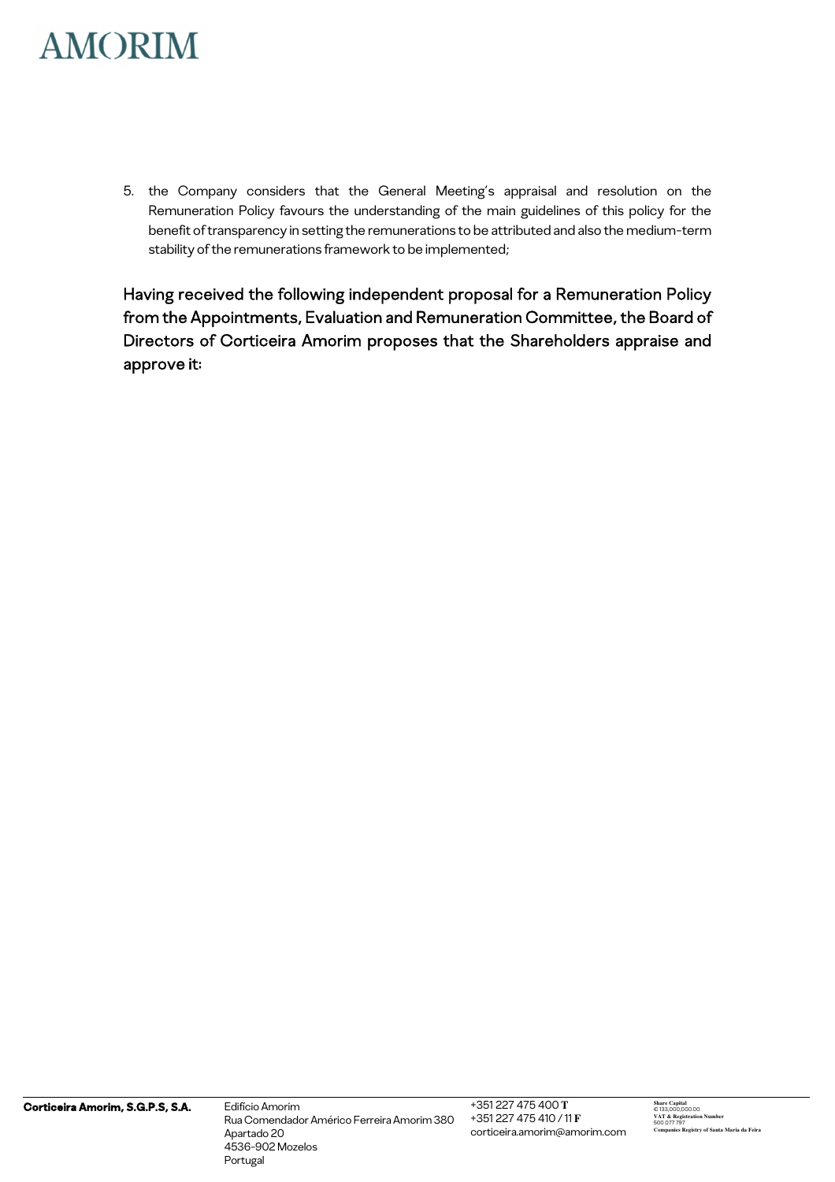5. the Company considers that the General Meeting's appraisal and resolution on the Remuneration Policy favours the understanding of the main guidelines of this policy for the benefit of transparency in setting the remunerations to be attributed and also the medium-term stability of the remunerations framework to be implemented;

Having received the following independent proposal for a Remuneration Policy from the Appointments, Evaluation and Remuneration Committee, the Board of Directors of Corticeira Amorim proposes that the Shareholders appraise and approve it: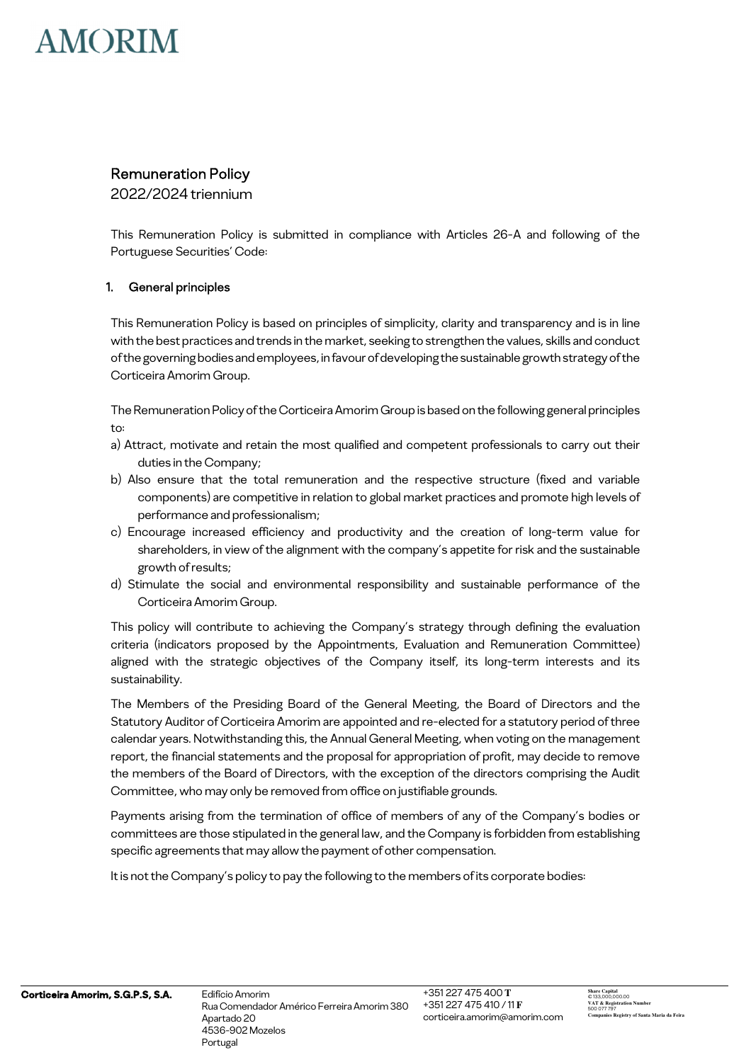## Remuneration Policy

2022/2024 triennium

This Remuneration Policy is submitted in compliance with Articles 26-A and following of the Portuguese Securities' Code:

### 1. General principles

This Remuneration Policy is based on principles of simplicity, clarity and transparency and is in line with the best practices and trends in the market, seeking to strengthen the values, skills and conduct of the governing bodies and employees, in favour of developing the sustainable growth strategy of the Corticeira Amorim Group.

The Remuneration Policy of the Corticeira Amorim Group is based on the following general principles to:

a) Attract, motivate and retain the most qualified and competent professionals to carry out their duties in the Company;

b) Also ensure that the total remuneration and the respective structure (fixed and variable components) are competitive in relation to global market practices and promote high levels of performance and professionalism;

c) Encourage increased efficiency and productivity and the creation of long-term value for shareholders, in view of the alignment with the company's appetite for risk and the sustainable growth of results;

d) Stimulate the social and environmental responsibility and sustainable performance of the Corticeira Amorim Group.

This policy will contribute to achieving the Company's strategy through defining the evaluation criteria (indicators proposed by the Appointments, Evaluation and Remuneration Committee) aligned with the strategic objectives of the Company itself, its long-term interests and its sustainability.

The Members of the Presiding Board of the General Meeting, the Board of Directors and the Statutory Auditor of Corticeira Amorim are appointed and re-elected for a statutory period of three calendar years. Notwithstanding this, the Annual General Meeting, when voting on the management report, the financial statements and the proposal for appropriation of profit, may decide to remove the members of the Board of Directors, with the exception of the directors comprising the Audit Committee, who may only be removed from office on justifiable grounds.

Payments arising from the termination of office of members of any of the Company's bodies or committees are those stipulated in the general law, and the Company is forbidden from establishing specific agreements that may allow the payment of other compensation.

It is not the Company's policy to pay the following to the members of its corporate bodies: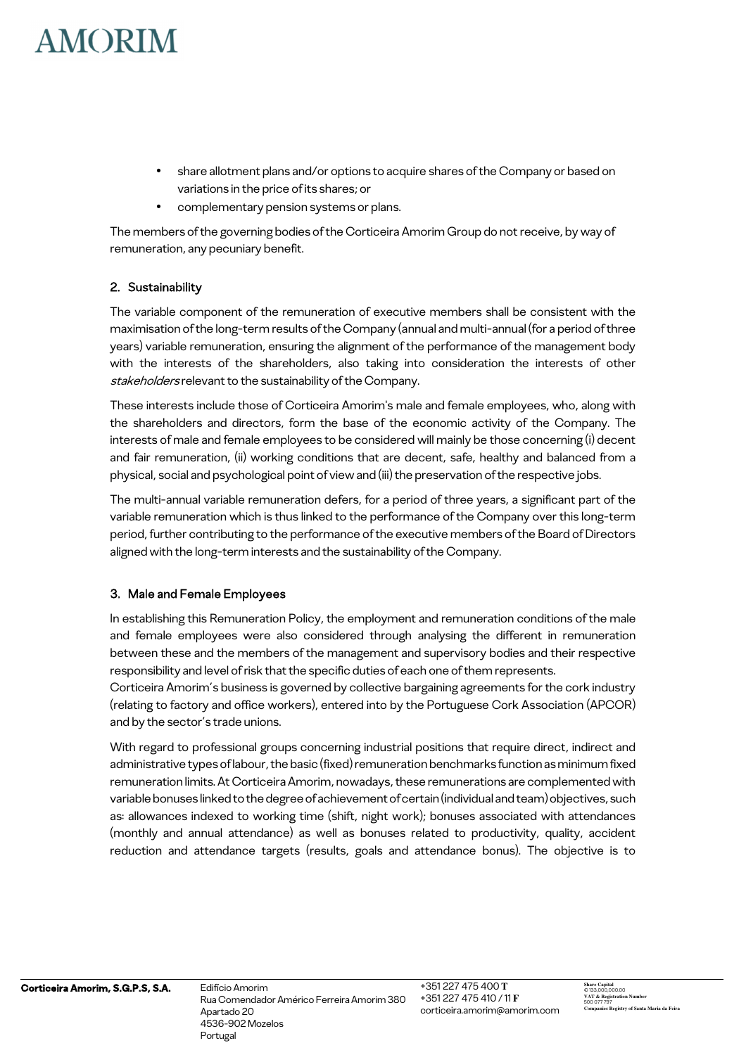- share allotment plans and/or options to acquire shares of the Company or based on variations in the price of its shares; or
- complementary pension systems or plans.

The members of the governing bodies of the Corticeira Amorim Group do not receive, by way of remuneration, any pecuniary benefit.

## 2. Sustainability

The variable component of the remuneration of executive members shall be consistent with the maximisation of the long-term results of the Company (annual and multi-annual (for a period of three years) variable remuneration, ensuring the alignment of the performance of the management body with the interests of the shareholders, also taking into consideration the interests of other *stakeholders* relevant to the sustainability of the Company.

These interests include those of Corticeira Amorim's male and female employees, who, along with the shareholders and directors, form the base of the economic activity of the Company. The interests of male and female employees to be considered will mainly be those concerning (i) decent and fair remuneration, (ii) working conditions that are decent, safe, healthy and balanced from a physical, social and psychological point of view and (iii) the preservation of the respective jobs.

The multi-annual variable remuneration defers, for a period of three years, a significant part of the variable remuneration which is thus linked to the performance of the Company over this long-term period, further contributing to the performance of the executive members of the Board of Directors aligned with the long-term interests and the sustainability of the Company.

## 3. Male and Female Employees

In establishing this Remuneration Policy, the employment and remuneration conditions of the male and female employees were also considered through analysing the different in remuneration between these and the members of the management and supervisory bodies and their respective responsibility and level of risk that the specific duties of each one of them represents.
Corticeira Amorim's business is governed by collective bargaining agreements for the cork industry (relating to factory and office workers), entered into by the Portuguese Cork Association (APCOR) and by the sector's trade unions.

With regard to professional groups concerning industrial positions that require direct, indirect and administrative types of labour, the basic (fixed) remuneration benchmarks function as minimum fixed remuneration limits. At Corticeira Amorim, nowadays, these remunerations are complemented with variable bonuses linked to the degree of achievement of certain (individual and team) objectives, such as: allowances indexed to working time (shift, night work); bonuses associated with attendances (monthly and annual attendance) as well as bonuses related to productivity, quality, accident reduction and attendance targets (results, goals and attendance bonus). The objective is to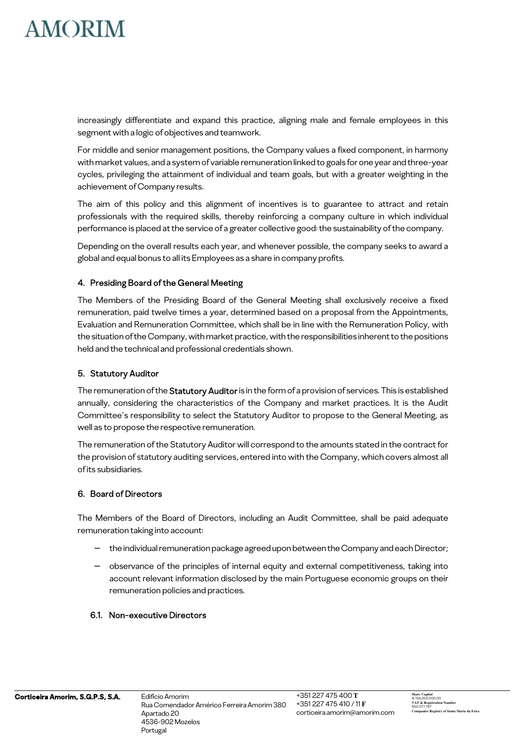increasingly differentiate and expand this practice, aligning male and female employees in this segment with a logic of objectives and teamwork.

For middle and senior management positions, the Company values a fixed component, in harmony with market values, and a system of variable remuneration linked to goals for one year and three-year cycles, privileging the attainment of individual and team goals, but with a greater weighting in the achievement of Company results.

The aim of this policy and this alignment of incentives is to guarantee to attract and retain professionals with the required skills, thereby reinforcing a company culture in which individual performance is placed at the service of a greater collective good: the sustainability of the company.

Depending on the overall results each year, and whenever possible, the company seeks to award a global and equal bonus to all its Employees as a share in company profits.

## 4. Presiding Board of the General Meeting

The Members of the Presiding Board of the General Meeting shall exclusively receive a fixed remuneration, paid twelve times a year, determined based on a proposal from the Appointments, Evaluation and Remuneration Committee, which shall be in line with the Remuneration Policy, with the situation of the Company, with market practice, with the responsibilities inherent to the positions held and the technical and professional credentials shown.

## 5. Statutory Auditor

The remuneration of the Statutory Auditor is in the form of a provision of services. This is established annually, considering the characteristics of the Company and market practices. It is the Audit Committee's responsibility to select the Statutory Auditor to propose to the General Meeting, as well as to propose the respective remuneration.

The remuneration of the Statutory Auditor will correspond to the amounts stated in the contract for the provision of statutory auditing services, entered into with the Company, which covers almost all of its subsidiaries.

## 6. Board of Directors

The Members of the Board of Directors, including an Audit Committee, shall be paid adequate remuneration taking into account:

- the individual remuneration package agreed upon between the Company and each Director;
- observance of the principles of internal equity and external competitiveness, taking into account relevant information disclosed by the main Portuguese economic groups on their remuneration policies and practices.

### 6.1. Non-executive Directors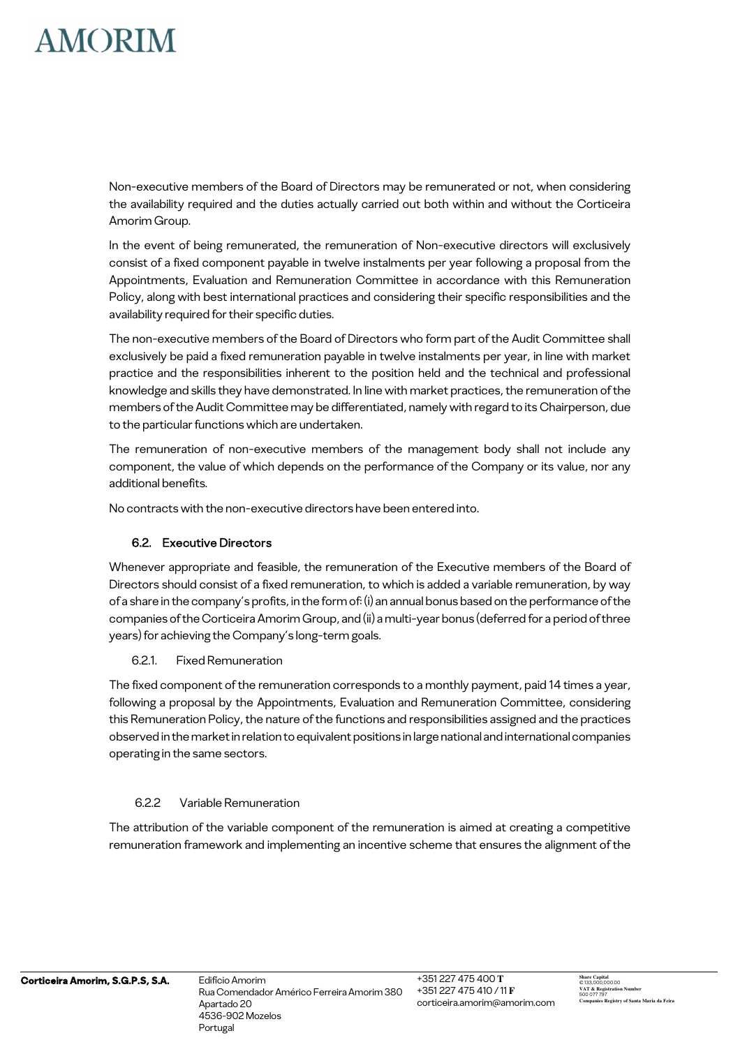Non-executive members of the Board of Directors may be remunerated or not, when considering the availability required and the duties actually carried out both within and without the Corticeira Amorim Group.

In the event of being remunerated, the remuneration of Non-executive directors will exclusively consist of a fixed component payable in twelve instalments per year following a proposal from the Appointments, Evaluation and Remuneration Committee in accordance with this Remuneration Policy, along with best international practices and considering their specific responsibilities and the availability required for their specific duties.

The non-executive members of the Board of Directors who form part of the Audit Committee shall exclusively be paid a fixed remuneration payable in twelve instalments per year, in line with market practice and the responsibilities inherent to the position held and the technical and professional knowledge and skills they have demonstrated. In line with market practices, the remuneration of the members of the Audit Committee may be differentiated, namely with regard to its Chairperson, due to the particular functions which are undertaken.

The remuneration of non-executive members of the management body shall not include any component, the value of which depends on the performance of the Company or its value, nor any additional benefits.

No contracts with the non-executive directors have been entered into.

### 6.2. Executive Directors

Whenever appropriate and feasible, the remuneration of the Executive members of the Board of Directors should consist of a fixed remuneration, to which is added a variable remuneration, by way of a share in the company's profits, in the form of: (i) an annual bonus based on the performance of the companies of the Corticeira Amorim Group, and (ii) a multi-year bonus (deferred for a period of three years) for achieving the Company's long-term goals.

#### 6.2.1. Fixed Remuneration

The fixed component of the remuneration corresponds to a monthly payment, paid 14 times a year, following a proposal by the Appointments, Evaluation and Remuneration Committee, considering this Remuneration Policy, the nature of the functions and responsibilities assigned and the practices observed in the market in relation to equivalent positions in large national and international companies operating in the same sectors.

#### 6.2.2 Variable Remuneration

The attribution of the variable component of the remuneration is aimed at creating a competitive remuneration framework and implementing an incentive scheme that ensures the alignment of the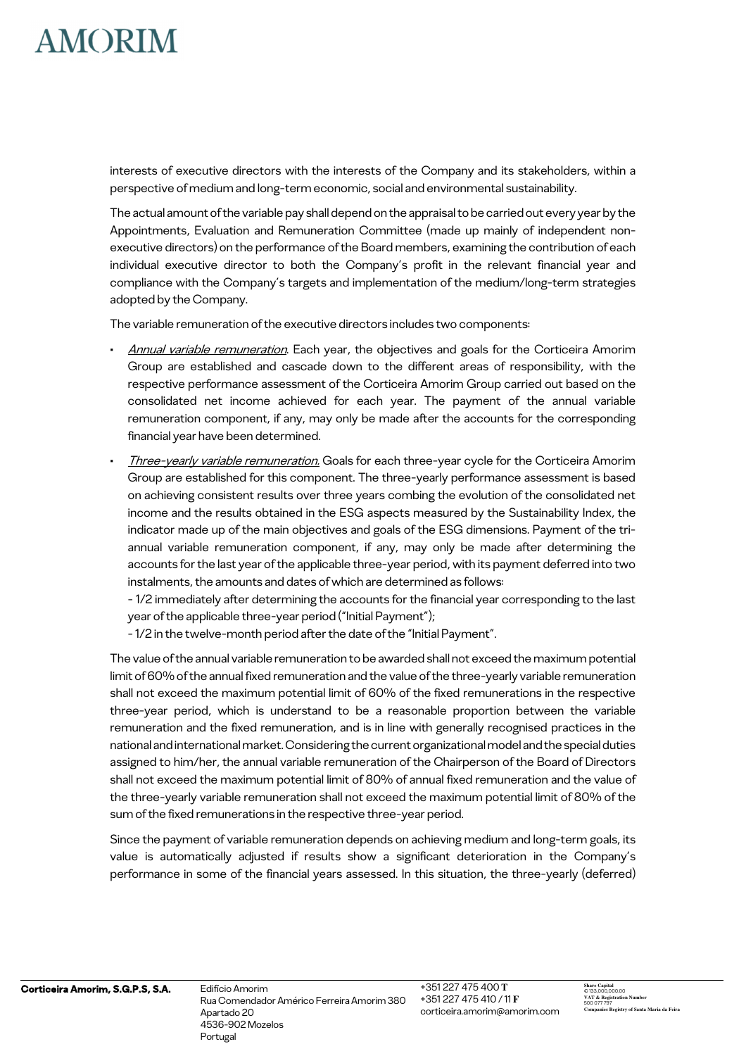interests of executive directors with the interests of the Company and its stakeholders, within a perspective of medium and long-term economic, social and environmental sustainability.

The actual amount of the variable pay shall depend on the appraisal to be carried out every year by the Appointments, Evaluation and Remuneration Committee (made up mainly of independent non-executive directors) on the performance of the Board members, examining the contribution of each individual executive director to both the Company's profit in the relevant financial year and compliance with the Company's targets and implementation of the medium/long-term strategies adopted by the Company.

The variable remuneration of the executive directors includes two components:

- *Annual variable remuneration*. Each year, the objectives and goals for the Corticeira Amorim Group are established and cascade down to the different areas of responsibility, with the respective performance assessment of the Corticeira Amorim Group carried out based on the consolidated net income achieved for each year. The payment of the annual variable remuneration component, if any, may only be made after the accounts for the corresponding financial year have been determined.
- *Three-yearly variable remuneration.* Goals for each three-year cycle for the Corticeira Amorim Group are established for this component. The three-yearly performance assessment is based on achieving consistent results over three years combing the evolution of the consolidated net income and the results obtained in the ESG aspects measured by the Sustainability Index, the indicator made up of the main objectives and goals of the ESG dimensions. Payment of the tri-annual variable remuneration component, if any, may only be made after determining the accounts for the last year of the applicable three-year period, with its payment deferred into two instalments, the amounts and dates of which are determined as follows:

  - 1/2 immediately after determining the accounts for the financial year corresponding to the last year of the applicable three-year period ("Initial Payment");
  - 1/2 in the twelve-month period after the date of the "Initial Payment".

The value of the annual variable remuneration to be awarded shall not exceed the maximum potential limit of 60% of the annual fixed remuneration and the value of the three-yearly variable remuneration shall not exceed the maximum potential limit of 60% of the fixed remunerations in the respective three-year period, which is understand to be a reasonable proportion between the variable remuneration and the fixed remuneration, and is in line with generally recognised practices in the national and international market. Considering the current organizational model and the special duties assigned to him/her, the annual variable remuneration of the Chairperson of the Board of Directors shall not exceed the maximum potential limit of 80% of annual fixed remuneration and the value of the three-yearly variable remuneration shall not exceed the maximum potential limit of 80% of the sum of the fixed remunerations in the respective three-year period.

Since the payment of variable remuneration depends on achieving medium and long-term goals, its value is automatically adjusted if results show a significant deterioration in the Company's performance in some of the financial years assessed. In this situation, the three-yearly (deferred)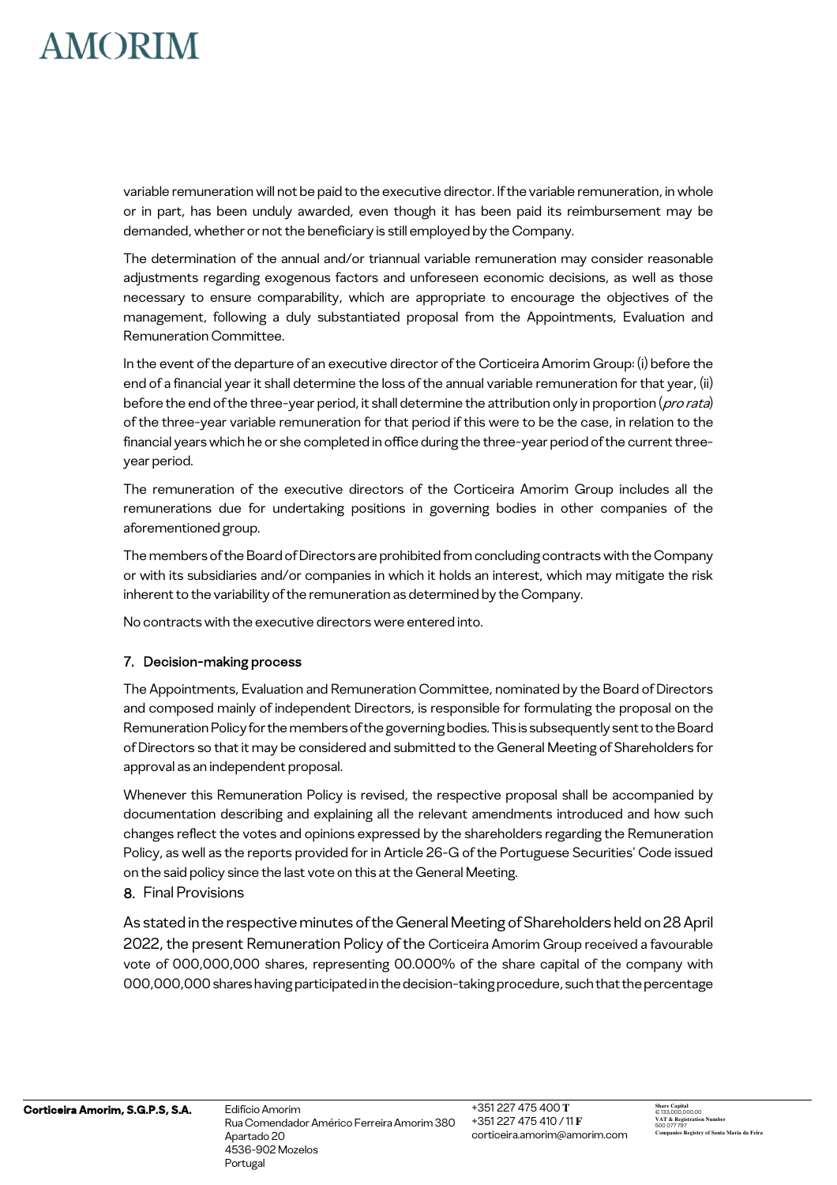variable remuneration will not be paid to the executive director. If the variable remuneration, in whole or in part, has been unduly awarded, even though it has been paid its reimbursement may be demanded, whether or not the beneficiary is still employed by the Company.

The determination of the annual and/or triannual variable remuneration may consider reasonable adjustments regarding exogenous factors and unforeseen economic decisions, as well as those necessary to ensure comparability, which are appropriate to encourage the objectives of the management, following a duly substantiated proposal from the Appointments, Evaluation and Remuneration Committee.

In the event of the departure of an executive director of the Corticeira Amorim Group: (i) before the end of a financial year it shall determine the loss of the annual variable remuneration for that year, (ii) before the end of the three-year period, it shall determine the attribution only in proportion (*pro rata*) of the three-year variable remuneration for that period if this were to be the case, in relation to the financial years which he or she completed in office during the three-year period of the current three-year period.

The remuneration of the executive directors of the Corticeira Amorim Group includes all the remunerations due for undertaking positions in governing bodies in other companies of the aforementioned group.

The members of the Board of Directors are prohibited from concluding contracts with the Company or with its subsidiaries and/or companies in which it holds an interest, which may mitigate the risk inherent to the variability of the remuneration as determined by the Company.

No contracts with the executive directors were entered into.

## 7. Decision-making process

The Appointments, Evaluation and Remuneration Committee, nominated by the Board of Directors and composed mainly of independent Directors, is responsible for formulating the proposal on the Remuneration Policy for the members of the governing bodies. This is subsequently sent to the Board of Directors so that it may be considered and submitted to the General Meeting of Shareholders for approval as an independent proposal.

Whenever this Remuneration Policy is revised, the respective proposal shall be accompanied by documentation describing and explaining all the relevant amendments introduced and how such changes reflect the votes and opinions expressed by the shareholders regarding the Remuneration Policy, as well as the reports provided for in Article 26-G of the Portuguese Securities' Code issued on the said policy since the last vote on this at the General Meeting.

## 8. Final Provisions

As stated in the respective minutes of the General Meeting of Shareholders held on 28 April 2022, the present Remuneration Policy of the Corticeira Amorim Group received a favourable vote of 000,000,000 shares, representing 00.000% of the share capital of the company with 000,000,000 shares having participated in the decision-taking procedure, such that the percentage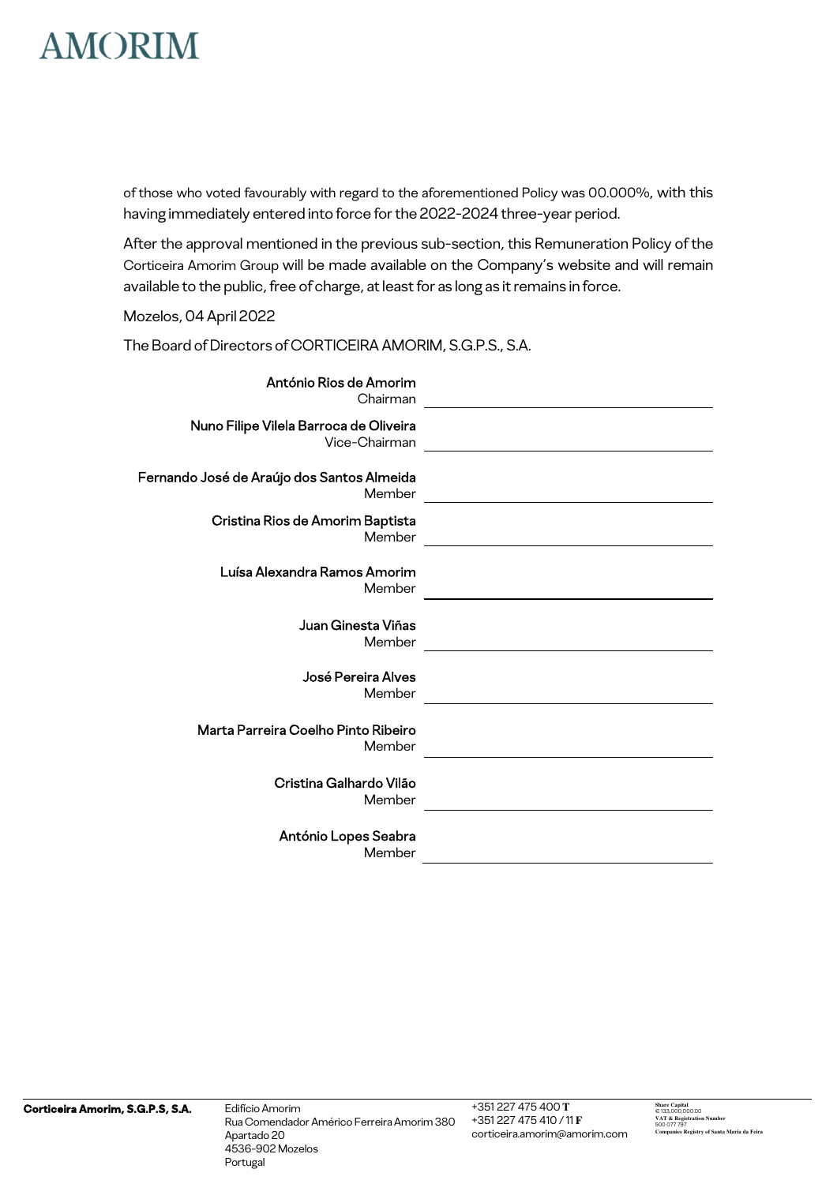of those who voted favourably with regard to the aforementioned Policy was 00.000%, with this having immediately entered into force for the 2022-2024 three-year period.

After the approval mentioned in the previous sub-section, this Remuneration Policy of the Corticeira Amorim Group will be made available on the Company's website and will remain available to the public, free of charge, at least for as long as it remains in force.

Mozelos, 04 April 2022

The Board of Directors of CORTICEIRA AMORIM, S.G.P.S., S.A.

**António Rios de Amorim**
Chairman

**Nuno Filipe Vilela Barroca de Oliveira**
Vice-Chairman

**Fernando José de Araújo dos Santos Almeida**
Member

**Cristina Rios de Amorim Baptista**
Member

**Luísa Alexandra Ramos Amorim**
Member

**Juan Ginesta Viñas**
Member

**José Pereira Alves**
Member

**Marta Parreira Coelho Pinto Ribeiro**
Member

**Cristina Galhardo Vilão**
Member

**António Lopes Seabra**
Member